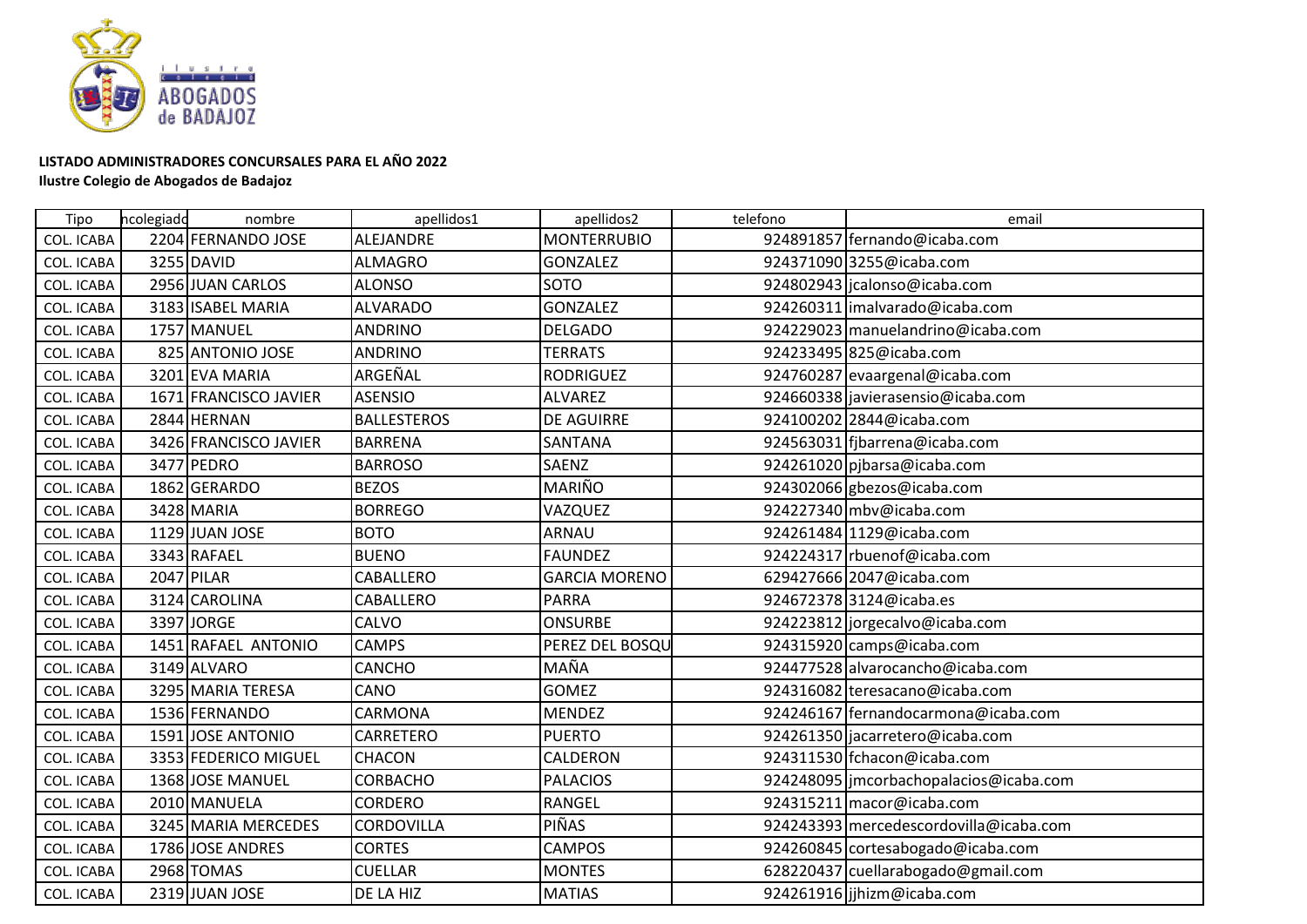**LISTADO ADMINISTRADORES CONCURSALES PARA EL AÑO 2022**
**Ilustre Colegio de Abogados de Badajoz**

| Tipo | ncolegiado | nombre | apellidos1 | apellidos2 | telefono | email |
|---|---|---|---|---|---|---|
| COL. ICABA | 2204 | FERNANDO JOSE | ALEJANDRE | MONTERRUBIO | 924891857 | fernando@icaba.com |
| COL. ICABA | 3255 | DAVID | ALMAGRO | GONZALEZ | 924371090 | 3255@icaba.com |
| COL. ICABA | 2956 | JUAN CARLOS | ALONSO | SOTO | 924802943 | jcalonso@icaba.com |
| COL. ICABA | 3183 | ISABEL MARIA | ALVARADO | GONZALEZ | 924260311 | imalvarado@icaba.com |
| COL. ICABA | 1757 | MANUEL | ANDRINO | DELGADO | 924229023 | manuelandrino@icaba.com |
| COL. ICABA | 825 | ANTONIO JOSE | ANDRINO | TERRATS | 924233495 | 825@icaba.com |
| COL. ICABA | 3201 | EVA MARIA | ARGEÑAL | RODRIGUEZ | 924760287 | evaargenal@icaba.com |
| COL. ICABA | 1671 | FRANCISCO JAVIER | ASENSIO | ALVAREZ | 924660338 | javierasensio@icaba.com |
| COL. ICABA | 2844 | HERNAN | BALLESTEROS | DE AGUIRRE | 924100202 | 2844@icaba.com |
| COL. ICABA | 3426 | FRANCISCO JAVIER | BARRENA | SANTANA | 924563031 | fjbarrena@icaba.com |
| COL. ICABA | 3477 | PEDRO | BARROSO | SAENZ | 924261020 | pjbarsa@icaba.com |
| COL. ICABA | 1862 | GERARDO | BEZOS | MARIÑO | 924302066 | gbezos@icaba.com |
| COL. ICABA | 3428 | MARIA | BORREGO | VAZQUEZ | 924227340 | mbv@icaba.com |
| COL. ICABA | 1129 | JUAN JOSE | BOTO | ARNAU | 924261484 | 1129@icaba.com |
| COL. ICABA | 3343 | RAFAEL | BUENO | FAUNDEZ | 924224317 | rbuenof@icaba.com |
| COL. ICABA | 2047 | PILAR | CABALLERO | GARCIA MORENO | 629427666 | 2047@icaba.com |
| COL. ICABA | 3124 | CAROLINA | CABALLERO | PARRA | 924672378 | 3124@icaba.es |
| COL. ICABA | 3397 | JORGE | CALVO | ONSURBE | 924223812 | jorgecalvo@icaba.com |
| COL. ICABA | 1451 | RAFAEL ANTONIO | CAMPS | PEREZ DEL BOSQU | 924315920 | camps@icaba.com |
| COL. ICABA | 3149 | ALVARO | CANCHO | MAÑA | 924477528 | alvarocancho@icaba.com |
| COL. ICABA | 3295 | MARIA TERESA | CANO | GOMEZ | 924316082 | teresacano@icaba.com |
| COL. ICABA | 1536 | FERNANDO | CARMONA | MENDEZ | 924246167 | fernandocarmona@icaba.com |
| COL. ICABA | 1591 | JOSE ANTONIO | CARRETERO | PUERTO | 924261350 | jacarretero@icaba.com |
| COL. ICABA | 3353 | FEDERICO MIGUEL | CHACON | CALDERON | 924311530 | fchacon@icaba.com |
| COL. ICABA | 1368 | JOSE MANUEL | CORBACHO | PALACIOS | 924248095 | jmcorbachopalacios@icaba.com |
| COL. ICABA | 2010 | MANUELA | CORDERO | RANGEL | 924315211 | macor@icaba.com |
| COL. ICABA | 3245 | MARIA MERCEDES | CORDOVILLA | PIÑAS | 924243393 | mercedescordovilla@icaba.com |
| COL. ICABA | 1786 | JOSE ANDRES | CORTES | CAMPOS | 924260845 | cortesabogado@icaba.com |
| COL. ICABA | 2968 | TOMAS | CUELLAR | MONTES | 628220437 | cuellarabogado@gmail.com |
| COL. ICABA | 2319 | JUAN JOSE | DE LA HIZ | MATIAS | 924261916 | jjhizm@icaba.com |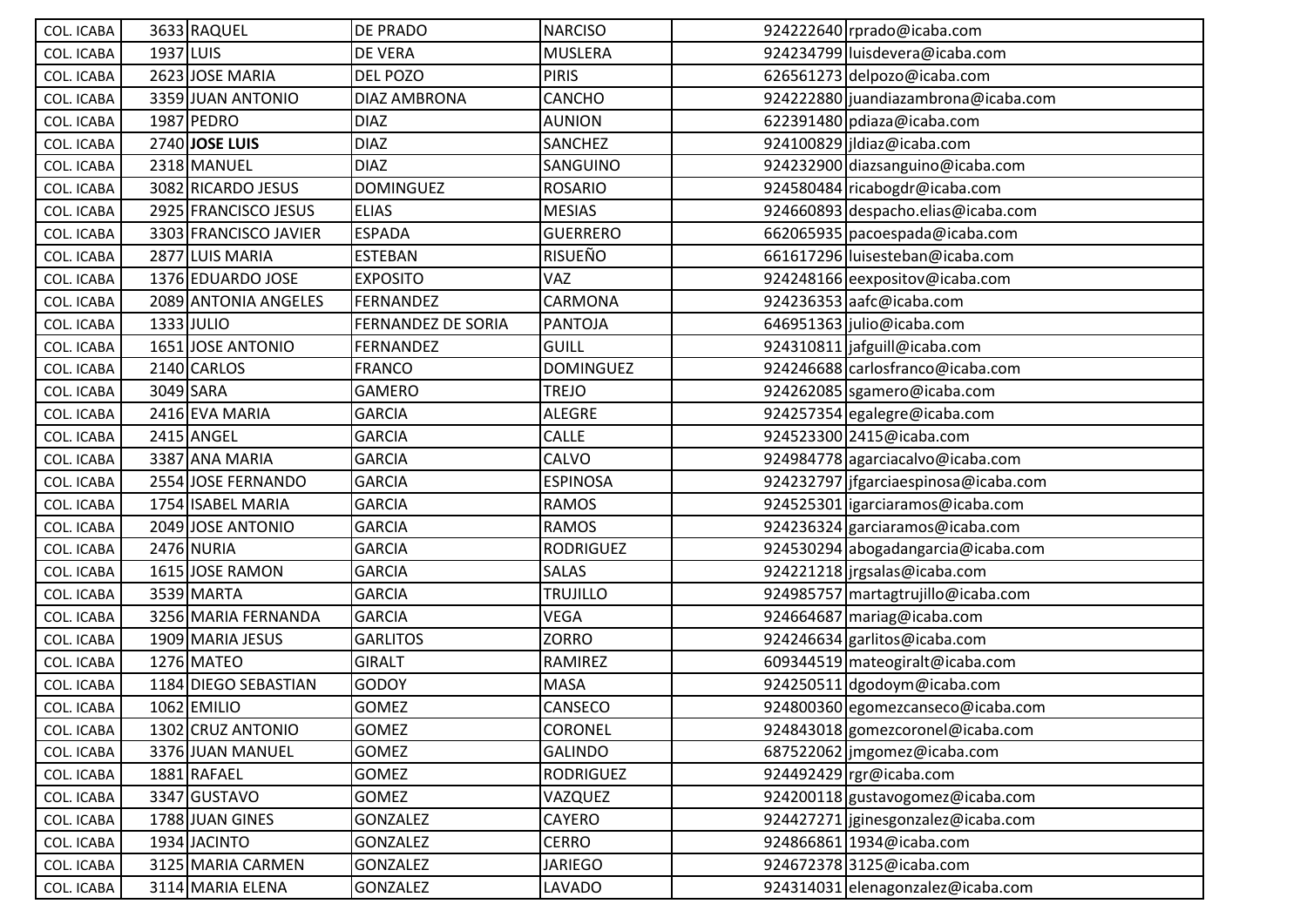| COL. ICABA | 3633 | RAQUEL | DE PRADO | NARCISO | | 924222640 | rprado@icaba.com |
|---|---|---|---|---|---|---|---|
| COL. ICABA | 1937 | LUIS | DE VERA | MUSLERA | | 924234799 | luisdevera@icaba.com |
| COL. ICABA | 2623 | JOSE MARIA | DEL POZO | PIRIS | | 626561273 | delpozo@icaba.com |
| COL. ICABA | 3359 | JUAN ANTONIO | DIAZ AMBRONA | CANCHO | | 924222880 | juandiazambrona@icaba.com |
| COL. ICABA | 1987 | PEDRO | DIAZ | AUNION | | 622391480 | pdiaza@icaba.com |
| COL. ICABA | 2740 | **JOSE LUIS** | DIAZ | SANCHEZ | | 924100829 | jldiaz@icaba.com |
| COL. ICABA | 2318 | MANUEL | DIAZ | SANGUINO | | 924232900 | diazsanguino@icaba.com |
| COL. ICABA | 3082 | RICARDO JESUS | DOMINGUEZ | ROSARIO | | 924580484 | ricabogdr@icaba.com |
| COL. ICABA | 2925 | FRANCISCO JESUS | ELIAS | MESIAS | | 924660893 | despacho.elias@icaba.com |
| COL. ICABA | 3303 | FRANCISCO JAVIER | ESPADA | GUERRERO | | 662065935 | pacoespada@icaba.com |
| COL. ICABA | 2877 | LUIS MARIA | ESTEBAN | RISUEÑO | | 661617296 | luisesteban@icaba.com |
| COL. ICABA | 1376 | EDUARDO JOSE | EXPOSITO | VAZ | | 924248166 | eexpositov@icaba.com |
| COL. ICABA | 2089 | ANTONIA ANGELES | FERNANDEZ | CARMONA | | 924236353 | aafc@icaba.com |
| COL. ICABA | 1333 | JULIO | FERNANDEZ DE SORIA | PANTOJA | | 646951363 | julio@icaba.com |
| COL. ICABA | 1651 | JOSE ANTONIO | FERNANDEZ | GUILL | | 924310811 | jafguill@icaba.com |
| COL. ICABA | 2140 | CARLOS | FRANCO | DOMINGUEZ | | 924246688 | carlosfranco@icaba.com |
| COL. ICABA | 3049 | SARA | GAMERO | TREJO | | 924262085 | sgamero@icaba.com |
| COL. ICABA | 2416 | EVA MARIA | GARCIA | ALEGRE | | 924257354 | egalegre@icaba.com |
| COL. ICABA | 2415 | ANGEL | GARCIA | CALLE | | 924523300 | 2415@icaba.com |
| COL. ICABA | 3387 | ANA MARIA | GARCIA | CALVO | | 924984778 | agarciacalvo@icaba.com |
| COL. ICABA | 2554 | JOSE FERNANDO | GARCIA | ESPINOSA | | 924232797 | jfgarciaespinosa@icaba.com |
| COL. ICABA | 1754 | ISABEL MARIA | GARCIA | RAMOS | | 924525301 | igarciaramos@icaba.com |
| COL. ICABA | 2049 | JOSE ANTONIO | GARCIA | RAMOS | | 924236324 | garciaramos@icaba.com |
| COL. ICABA | 2476 | NURIA | GARCIA | RODRIGUEZ | | 924530294 | abogadangarcia@icaba.com |
| COL. ICABA | 1615 | JOSE RAMON | GARCIA | SALAS | | 924221218 | jrgsalas@icaba.com |
| COL. ICABA | 3539 | MARTA | GARCIA | TRUJILLO | | 924985757 | martagtrujillo@icaba.com |
| COL. ICABA | 3256 | MARIA FERNANDA | GARCIA | VEGA | | 924664687 | mariag@icaba.com |
| COL. ICABA | 1909 | MARIA JESUS | GARLITOS | ZORRO | | 924246634 | garlitos@icaba.com |
| COL. ICABA | 1276 | MATEO | GIRALT | RAMIREZ | | 609344519 | mateogiralt@icaba.com |
| COL. ICABA | 1184 | DIEGO SEBASTIAN | GODOY | MASA | | 924250511 | dgodoym@icaba.com |
| COL. ICABA | 1062 | EMILIO | GOMEZ | CANSECO | | 924800360 | egomezcanseco@icaba.com |
| COL. ICABA | 1302 | CRUZ ANTONIO | GOMEZ | CORONEL | | 924843018 | gomezcoronel@icaba.com |
| COL. ICABA | 3376 | JUAN MANUEL | GOMEZ | GALINDO | | 687522062 | jmgomez@icaba.com |
| COL. ICABA | 1881 | RAFAEL | GOMEZ | RODRIGUEZ | | 924492429 | rgr@icaba.com |
| COL. ICABA | 3347 | GUSTAVO | GOMEZ | VAZQUEZ | | 924200118 | gustavogomez@icaba.com |
| COL. ICABA | 1788 | JUAN GINES | GONZALEZ | CAYERO | | 924427271 | jginesgonzalez@icaba.com |
| COL. ICABA | 1934 | JACINTO | GONZALEZ | CERRO | | 924866861 | 1934@icaba.com |
| COL. ICABA | 3125 | MARIA CARMEN | GONZALEZ | JARIEGO | | 924672378 | 3125@icaba.com |
| COL. ICABA | 3114 | MARIA ELENA | GONZALEZ | LAVADO | | 924314031 | elenagonzalez@icaba.com |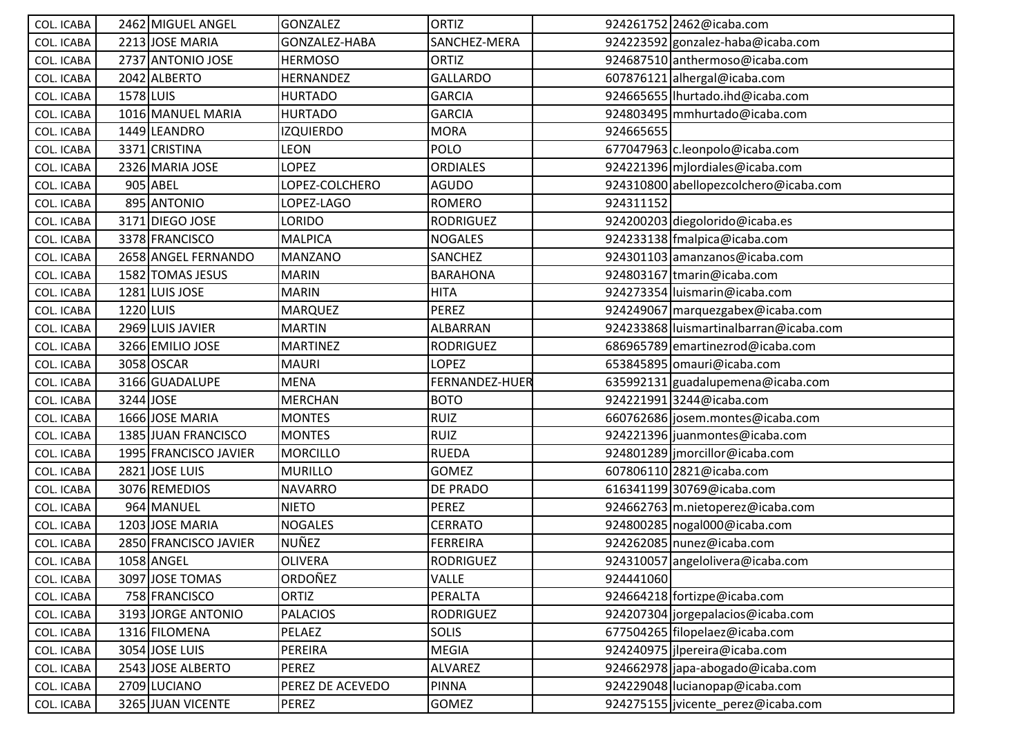| | | | | | | | |
|---|---|---|---|---|---|---|---|
| COL. ICABA | 2462 | MIGUEL ANGEL | GONZALEZ | ORTIZ | | 924261752 | 2462@icaba.com |
| COL. ICABA | 2213 | JOSE MARIA | GONZALEZ-HABA | SANCHEZ-MERA | | 924223592 | gonzalez-haba@icaba.com |
| COL. ICABA | 2737 | ANTONIO JOSE | HERMOSO | ORTIZ | | 924687510 | anthermoso@icaba.com |
| COL. ICABA | 2042 | ALBERTO | HERNANDEZ | GALLARDO | | 607876121 | alhergal@icaba.com |
| COL. ICABA | 1578 | LUIS | HURTADO | GARCIA | | 924665655 | lhurtado.ihd@icaba.com |
| COL. ICABA | 1016 | MANUEL MARIA | HURTADO | GARCIA | | 924803495 | mmhurtado@icaba.com |
| COL. ICABA | 1449 | LEANDRO | IZQUIERDO | MORA | | 924665655 | |
| COL. ICABA | 3371 | CRISTINA | LEON | POLO | | 677047963 | c.leonpolo@icaba.com |
| COL. ICABA | 2326 | MARIA JOSE | LOPEZ | ORDIALES | | 924221396 | mjlordiales@icaba.com |
| COL. ICABA | 905 | ABEL | LOPEZ-COLCHERO | AGUDO | | 924310800 | abellopezcolchero@icaba.com |
| COL. ICABA | 895 | ANTONIO | LOPEZ-LAGO | ROMERO | | 924311152 | |
| COL. ICABA | 3171 | DIEGO JOSE | LORIDO | RODRIGUEZ | | 924200203 | diegolorido@icaba.es |
| COL. ICABA | 3378 | FRANCISCO | MALPICA | NOGALES | | 924233138 | fmalpica@icaba.com |
| COL. ICABA | 2658 | ANGEL FERNANDO | MANZANO | SANCHEZ | | 924301103 | amanzanos@icaba.com |
| COL. ICABA | 1582 | TOMAS JESUS | MARIN | BARAHONA | | 924803167 | tmarin@icaba.com |
| COL. ICABA | 1281 | LUIS JOSE | MARIN | HITA | | 924273354 | luismarin@icaba.com |
| COL. ICABA | 1220 | LUIS | MARQUEZ | PEREZ | | 924249067 | marquezgabex@icaba.com |
| COL. ICABA | 2969 | LUIS JAVIER | MARTIN | ALBARRAN | | 924233868 | luismartinalbarran@icaba.com |
| COL. ICABA | 3266 | EMILIO JOSE | MARTINEZ | RODRIGUEZ | | 686965789 | emartinezrod@icaba.com |
| COL. ICABA | 3058 | OSCAR | MAURI | LOPEZ | | 653845895 | omauri@icaba.com |
| COL. ICABA | 3166 | GUADALUPE | MENA | FERNANDEZ-HUER | | 635992131 | guadalupemena@icaba.com |
| COL. ICABA | 3244 | JOSE | MERCHAN | BOTO | | 924221991 | 3244@icaba.com |
| COL. ICABA | 1666 | JOSE MARIA | MONTES | RUIZ | | 660762686 | josem.montes@icaba.com |
| COL. ICABA | 1385 | JUAN FRANCISCO | MONTES | RUIZ | | 924221396 | juanmontes@icaba.com |
| COL. ICABA | 1995 | FRANCISCO JAVIER | MORCILLO | RUEDA | | 924801289 | jmorcillor@icaba.com |
| COL. ICABA | 2821 | JOSE LUIS | MURILLO | GOMEZ | | 607806110 | 2821@icaba.com |
| COL. ICABA | 3076 | REMEDIOS | NAVARRO | DE PRADO | | 616341199 | 30769@icaba.com |
| COL. ICABA | 964 | MANUEL | NIETO | PEREZ | | 924662763 | m.nietoperez@icaba.com |
| COL. ICABA | 1203 | JOSE MARIA | NOGALES | CERRATO | | 924800285 | nogal000@icaba.com |
| COL. ICABA | 2850 | FRANCISCO JAVIER | NUÑEZ | FERREIRA | | 924262085 | nunez@icaba.com |
| COL. ICABA | 1058 | ANGEL | OLIVERA | RODRIGUEZ | | 924310057 | angelolivera@icaba.com |
| COL. ICABA | 3097 | JOSE TOMAS | ORDOÑEZ | VALLE | | 924441060 | |
| COL. ICABA | 758 | FRANCISCO | ORTIZ | PERALTA | | 924664218 | fortizpe@icaba.com |
| COL. ICABA | 3193 | JORGE ANTONIO | PALACIOS | RODRIGUEZ | | 924207304 | jorgepalacios@icaba.com |
| COL. ICABA | 1316 | FILOMENA | PELAEZ | SOLIS | | 677504265 | filopelaez@icaba.com |
| COL. ICABA | 3054 | JOSE LUIS | PEREIRA | MEGIA | | 924240975 | jlpereira@icaba.com |
| COL. ICABA | 2543 | JOSE ALBERTO | PEREZ | ALVAREZ | | 924662978 | japa-abogado@icaba.com |
| COL. ICABA | 2709 | LUCIANO | PEREZ DE ACEVEDO | PINNA | | 924229048 | lucianopap@icaba.com |
| COL. ICABA | 3265 | JUAN VICENTE | PEREZ | GOMEZ | | 924275155 | jvicente_perez@icaba.com |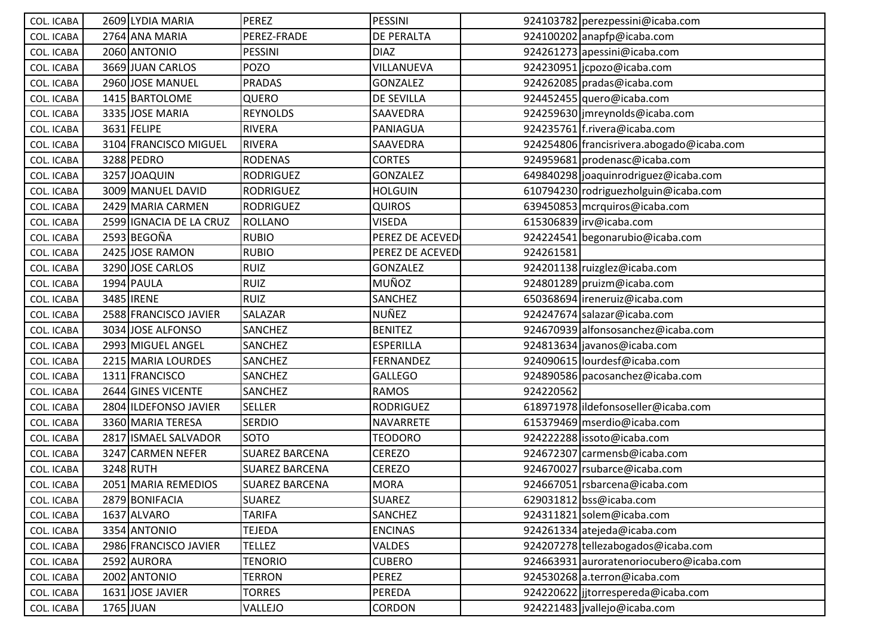| | | | | | | |
|---|---|---|---|---|---|---|
| COL. ICABA | 2609 | LYDIA MARIA | PEREZ | PESSINI | 924103782 | perezpessini@icaba.com |
| COL. ICABA | 2764 | ANA MARIA | PEREZ-FRADE | DE PERALTA | 924100202 | anapfp@icaba.com |
| COL. ICABA | 2060 | ANTONIO | PESSINI | DIAZ | 924261273 | apessini@icaba.com |
| COL. ICABA | 3669 | JUAN CARLOS | POZO | VILLANUEVA | 924230951 | jcpozo@icaba.com |
| COL. ICABA | 2960 | JOSE MANUEL | PRADAS | GONZALEZ | 924262085 | pradas@icaba.com |
| COL. ICABA | 1415 | BARTOLOME | QUERO | DE SEVILLA | 924452455 | quero@icaba.com |
| COL. ICABA | 3335 | JOSE MARIA | REYNOLDS | SAAVEDRA | 924259630 | jmreynolds@icaba.com |
| COL. ICABA | 3631 | FELIPE | RIVERA | PANIAGUA | 924235761 | f.rivera@icaba.com |
| COL. ICABA | 3104 | FRANCISCO MIGUEL | RIVERA | SAAVEDRA | 924254806 | francisrivera.abogado@icaba.com |
| COL. ICABA | 3288 | PEDRO | RODENAS | CORTES | 924959681 | prodenasc@icaba.com |
| COL. ICABA | 3257 | JOAQUIN | RODRIGUEZ | GONZALEZ | 649840298 | joaquinrodriguez@icaba.com |
| COL. ICABA | 3009 | MANUEL DAVID | RODRIGUEZ | HOLGUIN | 610794230 | rodriguezholguin@icaba.com |
| COL. ICABA | 2429 | MARIA CARMEN | RODRIGUEZ | QUIROS | 639450853 | mcrquiros@icaba.com |
| COL. ICABA | 2599 | IGNACIA DE LA CRUZ | ROLLANO | VISEDA | 615306839 | irv@icaba.com |
| COL. ICABA | 2593 | BEGOÑA | RUBIO | PEREZ DE ACEVED | 924224541 | begonarubio@icaba.com |
| COL. ICABA | 2425 | JOSE RAMON | RUBIO | PEREZ DE ACEVED | 924261581 | |
| COL. ICABA | 3290 | JOSE CARLOS | RUIZ | GONZALEZ | 924201138 | ruizglez@icaba.com |
| COL. ICABA | 1994 | PAULA | RUIZ | MUÑOZ | 924801289 | pruizm@icaba.com |
| COL. ICABA | 3485 | IRENE | RUIZ | SANCHEZ | 650368694 | ireneruiz@icaba.com |
| COL. ICABA | 2588 | FRANCISCO JAVIER | SALAZAR | NUÑEZ | 924247674 | salazar@icaba.com |
| COL. ICABA | 3034 | JOSE ALFONSO | SANCHEZ | BENITEZ | 924670939 | alfonsosanchez@icaba.com |
| COL. ICABA | 2993 | MIGUEL ANGEL | SANCHEZ | ESPERILLA | 924813634 | javanos@icaba.com |
| COL. ICABA | 2215 | MARIA LOURDES | SANCHEZ | FERNANDEZ | 924090615 | lourdesf@icaba.com |
| COL. ICABA | 1311 | FRANCISCO | SANCHEZ | GALLEGO | 924890586 | pacosanchez@icaba.com |
| COL. ICABA | 2644 | GINES VICENTE | SANCHEZ | RAMOS | 924220562 | |
| COL. ICABA | 2804 | ILDEFONSO JAVIER | SELLER | RODRIGUEZ | 618971978 | ildefonsoseller@icaba.com |
| COL. ICABA | 3360 | MARIA TERESA | SERDIO | NAVARRETE | 615379469 | mserdio@icaba.com |
| COL. ICABA | 2817 | ISMAEL SALVADOR | SOTO | TEODORO | 924222288 | issoto@icaba.com |
| COL. ICABA | 3247 | CARMEN NEFER | SUAREZ BARCENA | CEREZO | 924672307 | carmensb@icaba.com |
| COL. ICABA | 3248 | RUTH | SUAREZ BARCENA | CEREZO | 924670027 | rsubarce@icaba.com |
| COL. ICABA | 2051 | MARIA REMEDIOS | SUAREZ BARCENA | MORA | 924667051 | rsbarcena@icaba.com |
| COL. ICABA | 2879 | BONIFACIA | SUAREZ | SUAREZ | 629031812 | bss@icaba.com |
| COL. ICABA | 1637 | ALVARO | TARIFA | SANCHEZ | 924311821 | solem@icaba.com |
| COL. ICABA | 3354 | ANTONIO | TEJEDA | ENCINAS | 924261334 | atejeda@icaba.com |
| COL. ICABA | 2986 | FRANCISCO JAVIER | TELLEZ | VALDES | 924207278 | tellezabogados@icaba.com |
| COL. ICABA | 2592 | AURORA | TENORIO | CUBERO | 924663931 | auroratenoriocubero@icaba.com |
| COL. ICABA | 2002 | ANTONIO | TERRON | PEREZ | 924530268 | a.terron@icaba.com |
| COL. ICABA | 1631 | JOSE JAVIER | TORRES | PEREDA | 924220622 | jjtorrespereda@icaba.com |
| COL. ICABA | 1765 | JUAN | VALLEJO | CORDON | 924221483 | jvallejo@icaba.com |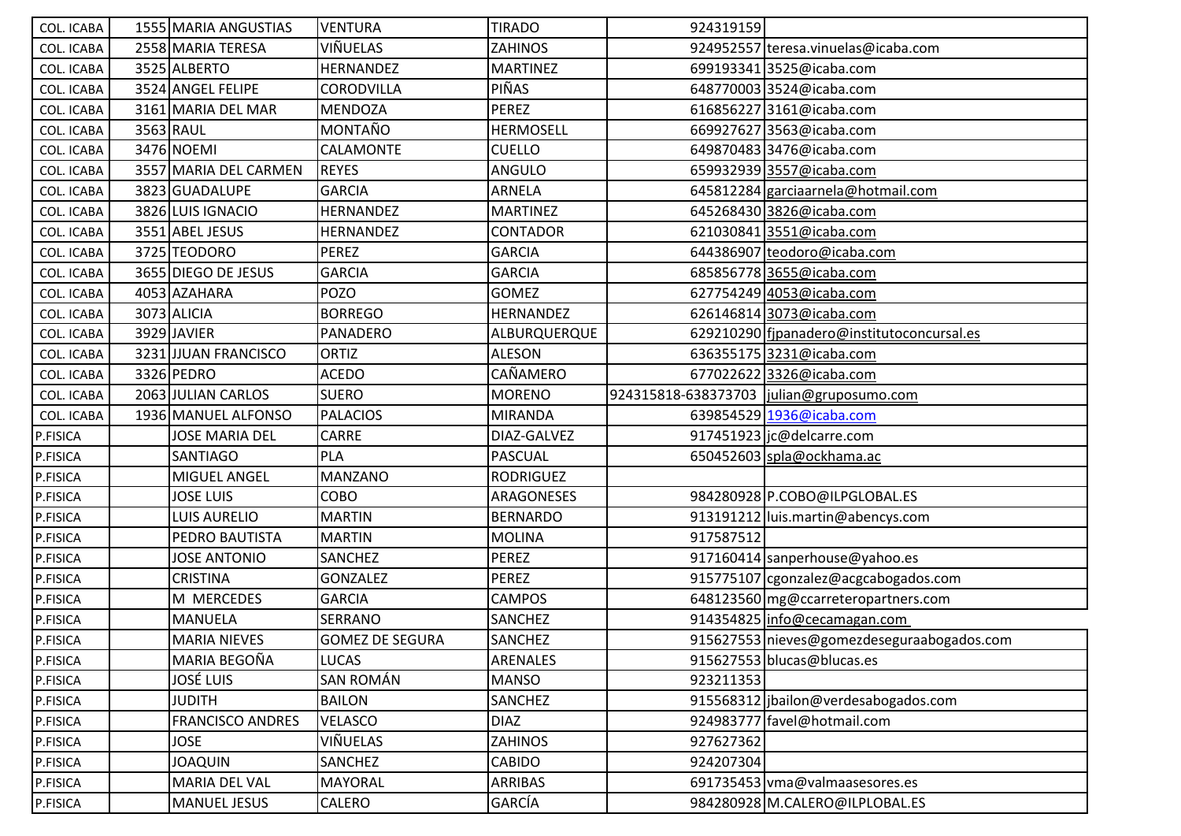| | | | | | | |
|---|---|---|---|---|---|---|
| COL. ICABA | 1555 | MARIA ANGUSTIAS | VENTURA | TIRADO | 924319159 | |
| COL. ICABA | 2558 | MARIA TERESA | VIÑUELAS | ZAHINOS | 924952557 | teresa.vinuelas@icaba.com |
| COL. ICABA | 3525 | ALBERTO | HERNANDEZ | MARTINEZ | 699193341 | 3525@icaba.com |
| COL. ICABA | 3524 | ANGEL FELIPE | CORODVILLA | PIÑAS | 648770003 | 3524@icaba.com |
| COL. ICABA | 3161 | MARIA DEL MAR | MENDOZA | PEREZ | 616856227 | 3161@icaba.com |
| COL. ICABA | 3563 | RAUL | MONTAÑO | HERMOSELL | 669927627 | 3563@icaba.com |
| COL. ICABA | 3476 | NOEMI | CALAMONTE | CUELLO | 649870483 | 3476@icaba.com |
| COL. ICABA | 3557 | MARIA DEL CARMEN | REYES | ANGULO | 659932939 | 3557@icaba.com |
| COL. ICABA | 3823 | GUADALUPE | GARCIA | ARNELA | 645812284 | garciaarnela@hotmail.com |
| COL. ICABA | 3826 | LUIS IGNACIO | HERNANDEZ | MARTINEZ | 645268430 | 3826@icaba.com |
| COL. ICABA | 3551 | ABEL JESUS | HERNANDEZ | CONTADOR | 621030841 | 3551@icaba.com |
| COL. ICABA | 3725 | TEODORO | PEREZ | GARCIA | 644386907 | teodoro@icaba.com |
| COL. ICABA | 3655 | DIEGO DE JESUS | GARCIA | GARCIA | 685856778 | 3655@icaba.com |
| COL. ICABA | 4053 | AZAHARA | POZO | GOMEZ | 627754249 | 4053@icaba.com |
| COL. ICABA | 3073 | ALICIA | BORREGO | HERNANDEZ | 626146814 | 3073@icaba.com |
| COL. ICABA | 3929 | JAVIER | PANADERO | ALBURQUERQUE | 629210290 | fjpanadero@institutoconcursal.es |
| COL. ICABA | 3231 | JJUAN FRANCISCO | ORTIZ | ALESON | 636355175 | 3231@icaba.com |
| COL. ICABA | 3326 | PEDRO | ACEDO | CAÑAMERO | 677022622 | 3326@icaba.com |
| COL. ICABA | 2063 | JULIAN CARLOS | SUERO | MORENO | 924315818-638373703 | julian@gruposumo.com |
| COL. ICABA | 1936 | MANUEL ALFONSO | PALACIOS | MIRANDA | 639854529 | 1936@icaba.com |
| P.FISICA | | JOSE MARIA DEL | CARRE | DIAZ-GALVEZ | 917451923 | jc@delcarre.com |
| P.FISICA | | SANTIAGO | PLA | PASCUAL | 650452603 | spla@ockhama.ac |
| P.FISICA | | MIGUEL ANGEL | MANZANO | RODRIGUEZ | | |
| P.FISICA | | JOSE LUIS | COBO | ARAGONESES | 984280928 | P.COBO@ILPGLOBAL.ES |
| P.FISICA | | LUIS AURELIO | MARTIN | BERNARDO | 913191212 | luis.martin@abencys.com |
| P.FISICA | | PEDRO BAUTISTA | MARTIN | MOLINA | 917587512 | |
| P.FISICA | | JOSE ANTONIO | SANCHEZ | PEREZ | 917160414 | sanperhouse@yahoo.es |
| P.FISICA | | CRISTINA | GONZALEZ | PEREZ | 915775107 | cgonzalez@acgcabogados.com |
| P.FISICA | | M MERCEDES | GARCIA | CAMPOS | 648123560 | mg@ccarreteropartners.com |
| P.FISICA | | MANUELA | SERRANO | SANCHEZ | 914354825 | info@cecamagan.com |
| P.FISICA | | MARIA NIEVES | GOMEZ DE SEGURA | SANCHEZ | 915627553 | nieves@gomezdeseguraabogados.com |
| P.FISICA | | MARIA BEGOÑA | LUCAS | ARENALES | 915627553 | blucas@blucas.es |
| P.FISICA | | JOSÉ LUIS | SAN ROMÁN | MANSO | 923211353 | |
| P.FISICA | | JUDITH | BAILON | SANCHEZ | 915568312 | jbailon@verdesabogados.com |
| P.FISICA | | FRANCISCO ANDRES | VELASCO | DIAZ | 924983777 | favel@hotmail.com |
| P.FISICA | | JOSE | VIÑUELAS | ZAHINOS | 927627362 | |
| P.FISICA | | JOAQUIN | SANCHEZ | CABIDO | 924207304 | |
| P.FISICA | | MARIA DEL VAL | MAYORAL | ARRIBAS | 691735453 | vma@valmaasesores.es |
| P.FISICA | | MANUEL JESUS | CALERO | GARCÍA | 984280928 | M.CALERO@ILPLOBAL.ES |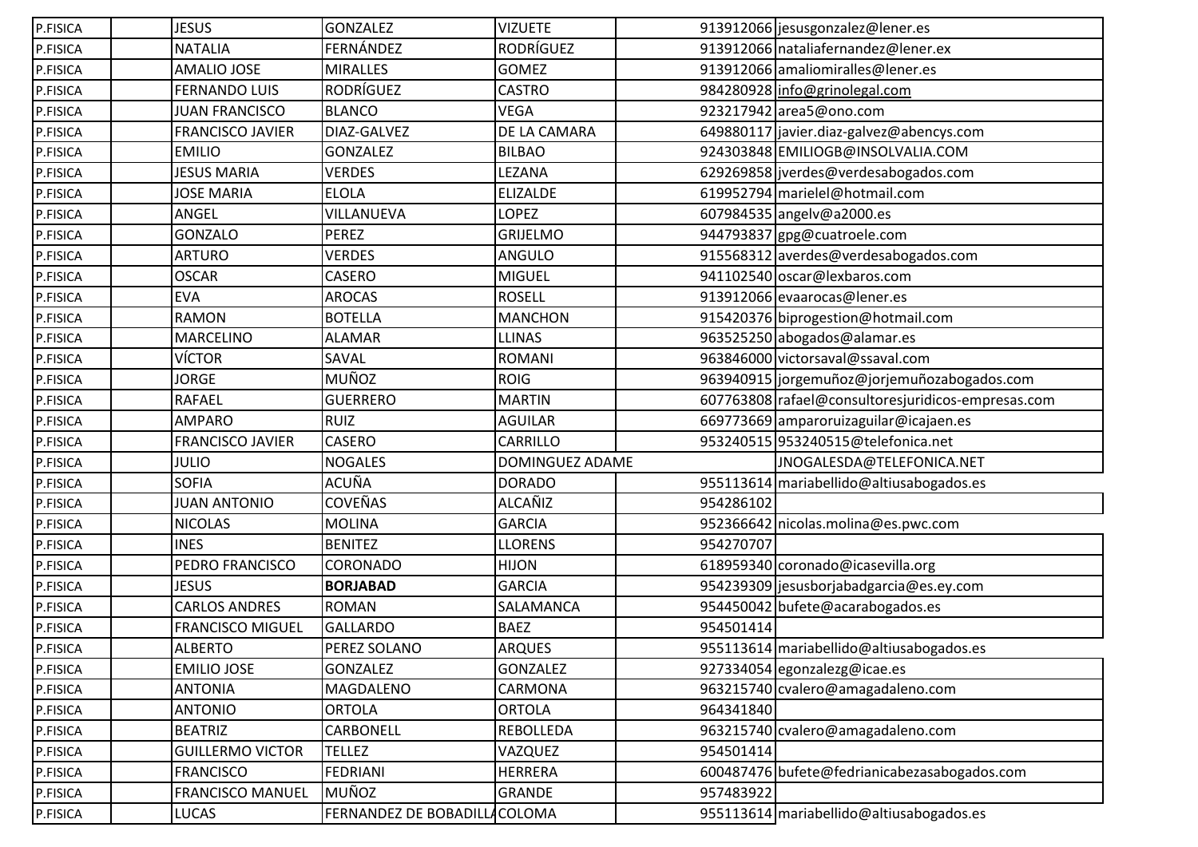| P.FISICA | | JESUS | GONZALEZ | VIZUETE | 913912066 | jesusgonzalez@lener.es |
|---|---|---|---|---|---|---|
| P.FISICA | | NATALIA | FERNÁNDEZ | RODRÍGUEZ | 913912066 | nataliafernandez@lener.ex |
| P.FISICA | | AMALIO JOSE | MIRALLES | GOMEZ | 913912066 | amaliomiralles@lener.es |
| P.FISICA | | FERNANDO LUIS | RODRÍGUEZ | CASTRO | 984280928 | info@grinolegal.com |
| P.FISICA | | JUAN FRANCISCO | BLANCO | VEGA | 923217942 | area5@ono.com |
| P.FISICA | | FRANCISCO JAVIER | DIAZ-GALVEZ | DE LA CAMARA | 649880117 | javier.diaz-galvez@abencys.com |
| P.FISICA | | EMILIO | GONZALEZ | BILBAO | 924303848 | EMILIOGB@INSOLVALIA.COM |
| P.FISICA | | JESUS MARIA | VERDES | LEZANA | 629269858 | jverdes@verdesabogados.com |
| P.FISICA | | JOSE MARIA | ELOLA | ELIZALDE | 619952794 | marielel@hotmail.com |
| P.FISICA | | ANGEL | VILLANUEVA | LOPEZ | 607984535 | angelv@a2000.es |
| P.FISICA | | GONZALO | PEREZ | GRIJELMO | 944793837 | gpg@cuatroele.com |
| P.FISICA | | ARTURO | VERDES | ANGULO | 915568312 | averdes@verdesabogados.com |
| P.FISICA | | OSCAR | CASERO | MIGUEL | 941102540 | oscar@lexbaros.com |
| P.FISICA | | EVA | AROCAS | ROSELL | 913912066 | evaarocas@lener.es |
| P.FISICA | | RAMON | BOTELLA | MANCHON | 915420376 | biprogestion@hotmail.com |
| P.FISICA | | MARCELINO | ALAMAR | LLINAS | 963525250 | abogados@alamar.es |
| P.FISICA | | VÍCTOR | SAVAL | ROMANI | 963846000 | victorsaval@ssaval.com |
| P.FISICA | | JORGE | MUÑOZ | ROIG | 963940915 | jorgemuñoz@jorjemuñozabogados.com |
| P.FISICA | | RAFAEL | GUERRERO | MARTIN | 607763808 | rafael@consultoresjuridicos-empresas.com |
| P.FISICA | | AMPARO | RUIZ | AGUILAR | 669773669 | amparoruizaguilar@icajaen.es |
| P.FISICA | | FRANCISCO JAVIER | CASERO | CARRILLO | 953240515 | 953240515@telefonica.net |
| P.FISICA | | JULIO | NOGALES | DOMINGUEZ ADAME | | JNOGALESDA@TELEFONICA.NET |
| P.FISICA | | SOFIA | ACUÑA | DORADO | 955113614 | mariabellido@altiusabogados.es |
| P.FISICA | | JUAN ANTONIO | COVEÑAS | ALCAÑIZ | 954286102 | |
| P.FISICA | | NICOLAS | MOLINA | GARCIA | 952366642 | nicolas.molina@es.pwc.com |
| P.FISICA | | INES | BENITEZ | LLORENS | 954270707 | |
| P.FISICA | | PEDRO FRANCISCO | CORONADO | HIJON | 618959340 | coronado@icasevilla.org |
| P.FISICA | | JESUS | **BORJABAD** | GARCIA | 954239309 | jesusborjabadgarcia@es.ey.com |
| P.FISICA | | CARLOS ANDRES | ROMAN | SALAMANCA | 954450042 | bufete@acarabogados.es |
| P.FISICA | | FRANCISCO MIGUEL | GALLARDO | BAEZ | 954501414 | |
| P.FISICA | | ALBERTO | PEREZ SOLANO | ARQUES | 955113614 | mariabellido@altiusabogados.es |
| P.FISICA | | EMILIO JOSE | GONZALEZ | GONZALEZ | 927334054 | egonzalezg@icae.es |
| P.FISICA | | ANTONIA | MAGDALENO | CARMONA | 963215740 | cvalero@amagadaleno.com |
| P.FISICA | | ANTONIO | ORTOLA | ORTOLA | 964341840 | |
| P.FISICA | | BEATRIZ | CARBONELL | REBOLLEDA | 963215740 | cvalero@amagadaleno.com |
| P.FISICA | | GUILLERMO VICTOR | TELLEZ | VAZQUEZ | 954501414 | |
| P.FISICA | | FRANCISCO | FEDRIANI | HERRERA | 600487476 | bufete@fedrianicabezasabogados.com |
| P.FISICA | | FRANCISCO MANUEL | MUÑOZ | GRANDE | 957483922 | |
| P.FISICA | | LUCAS | FERNANDEZ DE BOBADILLA | COLOMA | 955113614 | mariabellido@altiusabogados.es |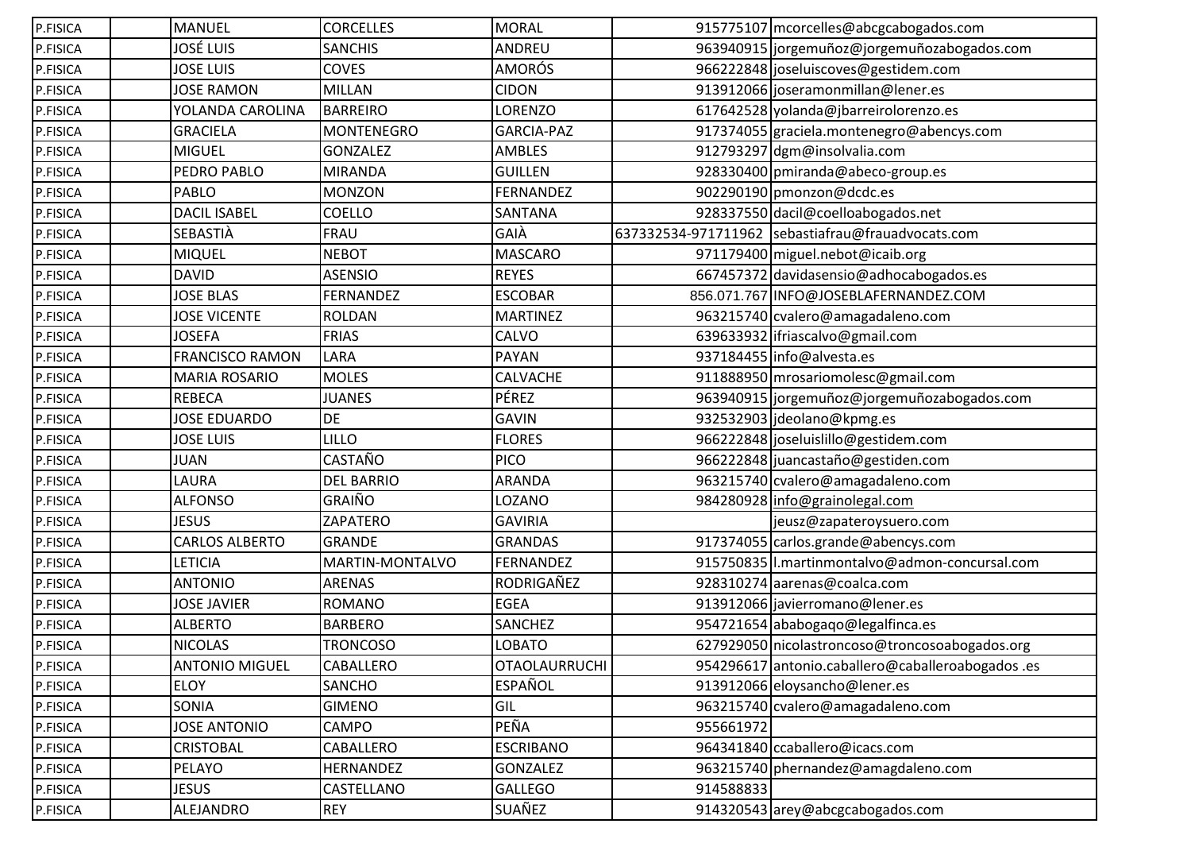| P.FISICA |  | MANUEL | CORCELLES | MORAL | 915775107 | mcorcelles@abcgcabogados.com |
|---|---|---|---|---|---|---|
| P.FISICA |  | JOSÉ LUIS | SANCHIS | ANDREU | 963940915 | jorgemuñoz@jorgemuñozabogados.com |
| P.FISICA |  | JOSE LUIS | COVES | AMORÓS | 966222848 | joseluiscoves@gestidem.com |
| P.FISICA |  | JOSE RAMON | MILLAN | CIDON | 913912066 | joseramonmillan@lener.es |
| P.FISICA |  | YOLANDA CAROLINA | BARREIRO | LORENZO | 617642528 | yolanda@jbarreirolorenzo.es |
| P.FISICA |  | GRACIELA | MONTENEGRO | GARCIA-PAZ | 917374055 | graciela.montenegro@abencys.com |
| P.FISICA |  | MIGUEL | GONZALEZ | AMBLES | 912793297 | dgm@insolvalia.com |
| P.FISICA |  | PEDRO PABLO | MIRANDA | GUILLEN | 928330400 | pmiranda@abeco-group.es |
| P.FISICA |  | PABLO | MONZON | FERNANDEZ | 902290190 | pmonzon@dcdc.es |
| P.FISICA |  | DACIL ISABEL | COELLO | SANTANA | 928337550 | dacil@coelloabogados.net |
| P.FISICA |  | SEBASTIÀ | FRAU | GAIÀ | 637332534-971711962 | sebastiafrau@frauadvocats.com |
| P.FISICA |  | MIQUEL | NEBOT | MASCARO | 971179400 | miguel.nebot@icaib.org |
| P.FISICA |  | DAVID | ASENSIO | REYES | 667457372 | davidasensio@adhocabogados.es |
| P.FISICA |  | JOSE BLAS | FERNANDEZ | ESCOBAR | 856.071.767 | INFO@JOSEBLAFERNANDEZ.COM |
| P.FISICA |  | JOSE VICENTE | ROLDAN | MARTINEZ | 963215740 | cvalero@amagadaleno.com |
| P.FISICA |  | JOSEFA | FRIAS | CALVO | 639633932 | ifriascalvo@gmail.com |
| P.FISICA |  | FRANCISCO RAMON | LARA | PAYAN | 937184455 | info@alvesta.es |
| P.FISICA |  | MARIA ROSARIO | MOLES | CALVACHE | 911888950 | mrosariomolesc@gmail.com |
| P.FISICA |  | REBECA | JUANES | PÉREZ | 963940915 | jorgemuñoz@jorgemuñozabogados.com |
| P.FISICA |  | JOSE EDUARDO | DE | GAVIN | 932532903 | jdeolano@kpmg.es |
| P.FISICA |  | JOSE LUIS | LILLO | FLORES | 966222848 | joseluislillo@gestidem.com |
| P.FISICA |  | JUAN | CASTAÑO | PICO | 966222848 | juancastaño@gestiden.com |
| P.FISICA |  | LAURA | DEL BARRIO | ARANDA | 963215740 | cvalero@amagadaleno.com |
| P.FISICA |  | ALFONSO | GRAIÑO | LOZANO | 984280928 | info@grainolegal.com |
| P.FISICA |  | JESUS | ZAPATERO | GAVIRIA |  | jeusz@zapateroysuero.com |
| P.FISICA |  | CARLOS ALBERTO | GRANDE | GRANDAS | 917374055 | carlos.grande@abencys.com |
| P.FISICA |  | LETICIA | MARTIN-MONTALVO | FERNANDEZ | 915750835 | l.martinmontalvo@admon-concursal.com |
| P.FISICA |  | ANTONIO | ARENAS | RODRIGAÑEZ | 928310274 | aarenas@coalca.com |
| P.FISICA |  | JOSE JAVIER | ROMANO | EGEA | 913912066 | javierromano@lener.es |
| P.FISICA |  | ALBERTO | BARBERO | SANCHEZ | 954721654 | ababogaqo@legalfinca.es |
| P.FISICA |  | NICOLAS | TRONCOSO | LOBATO | 627929050 | nicolastroncoso@troncosoabogados.org |
| P.FISICA |  | ANTONIO MIGUEL | CABALLERO | OTAOLAURRUCHI | 954296617 | antonio.caballero@caballeroabogados .es |
| P.FISICA |  | ELOY | SANCHO | ESPAÑOL | 913912066 | eloysancho@lener.es |
| P.FISICA |  | SONIA | GIMENO | GIL | 963215740 | cvalero@amagadaleno.com |
| P.FISICA |  | JOSE ANTONIO | CAMPO | PEÑA | 955661972 |  |
| P.FISICA |  | CRISTOBAL | CABALLERO | ESCRIBANO | 964341840 | ccaballero@icacs.com |
| P.FISICA |  | PELAYO | HERNANDEZ | GONZALEZ | 963215740 | phernandez@amagdaleno.com |
| P.FISICA |  | JESUS | CASTELLANO | GALLEGO | 914588833 |  |
| P.FISICA |  | ALEJANDRO | REY | SUAÑEZ | 914320543 | arey@abcgcabogados.com |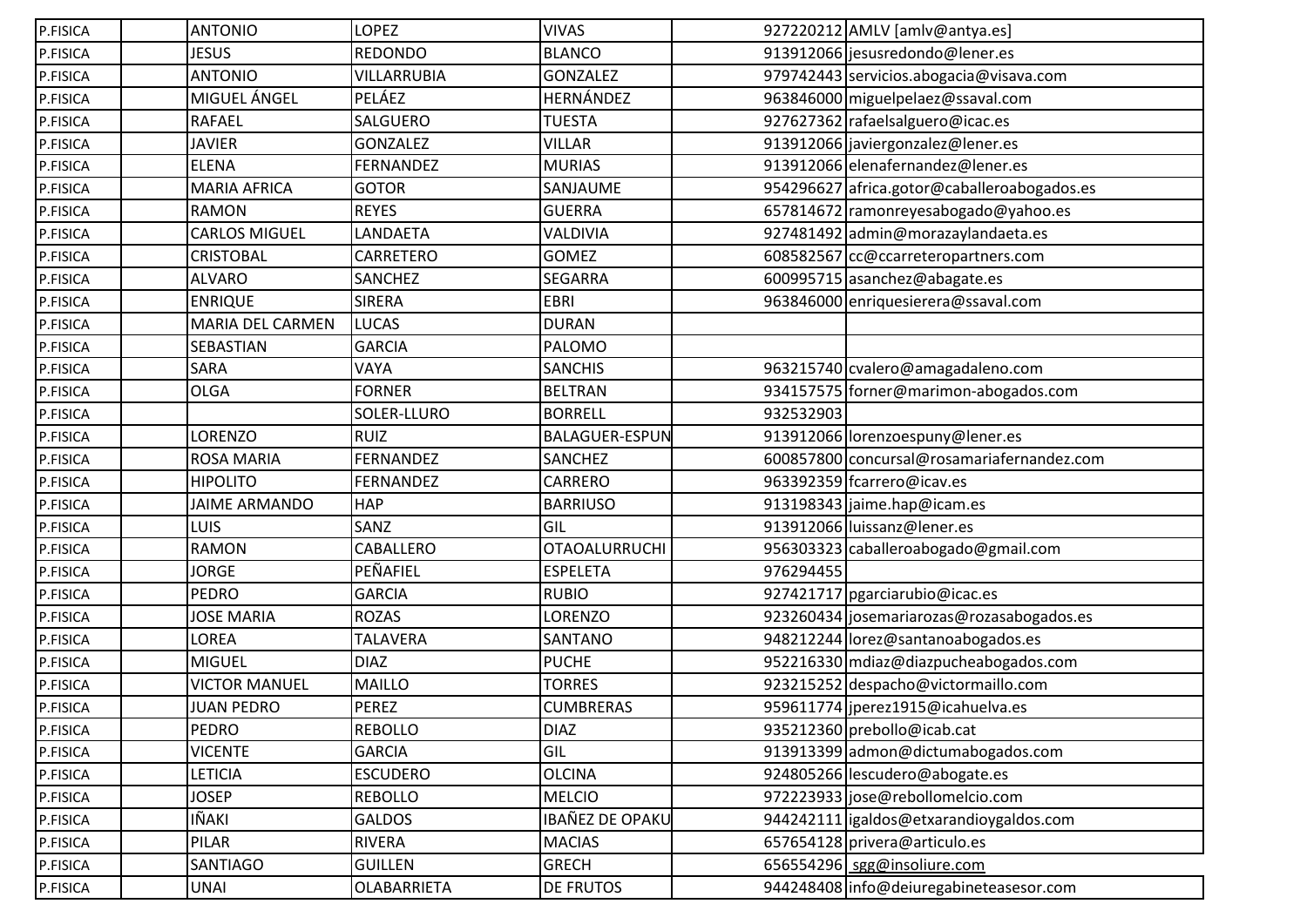| P.FISICA | | ANTONIO | LOPEZ | VIVAS | 927220212 | AMLV [amlv@antya.es] |
|---|---|---|---|---|---|---|
| P.FISICA | | JESUS | REDONDO | BLANCO | 913912066 | jesusredondo@lener.es |
| P.FISICA | | ANTONIO | VILLARRUBIA | GONZALEZ | 979742443 | servicios.abogacia@visava.com |
| P.FISICA | | MIGUEL ÁNGEL | PELÁEZ | HERNÁNDEZ | 963846000 | miguelpelaez@ssaval.com |
| P.FISICA | | RAFAEL | SALGUERO | TUESTA | 927627362 | rafaelsalguero@icac.es |
| P.FISICA | | JAVIER | GONZALEZ | VILLAR | 913912066 | javiergonzalez@lener.es |
| P.FISICA | | ELENA | FERNANDEZ | MURIAS | 913912066 | elenafernandez@lener.es |
| P.FISICA | | MARIA AFRICA | GOTOR | SANJAUME | 954296627 | africa.gotor@caballeroabogados.es |
| P.FISICA | | RAMON | REYES | GUERRA | 657814672 | ramonreyesabogado@yahoo.es |
| P.FISICA | | CARLOS MIGUEL | LANDAETA | VALDIVIA | 927481492 | admin@morazaylandaeta.es |
| P.FISICA | | CRISTOBAL | CARRETERO | GOMEZ | 608582567 | cc@ccarreteropartners.com |
| P.FISICA | | ALVARO | SANCHEZ | SEGARRA | 600995715 | asanchez@abagate.es |
| P.FISICA | | ENRIQUE | SIRERA | EBRI | 963846000 | enriquesierera@ssaval.com |
| P.FISICA | | MARIA DEL CARMEN | LUCAS | DURAN | | |
| P.FISICA | | SEBASTIAN | GARCIA | PALOMO | | |
| P.FISICA | | SARA | VAYA | SANCHIS | 963215740 | cvalero@amagadaleno.com |
| P.FISICA | | OLGA | FORNER | BELTRAN | 934157575 | forner@marimon-abogados.com |
| P.FISICA | | | SOLER-LLURO | BORRELL | 932532903 | |
| P.FISICA | | LORENZO | RUIZ | BALAGUER-ESPUN | 913912066 | lorenzoespuny@lener.es |
| P.FISICA | | ROSA MARIA | FERNANDEZ | SANCHEZ | 600857800 | concursal@rosamariafernandez.com |
| P.FISICA | | HIPOLITO | FERNANDEZ | CARRERO | 963392359 | fcarrero@icav.es |
| P.FISICA | | JAIME ARMANDO | HAP | BARRIUSO | 913198343 | jaime.hap@icam.es |
| P.FISICA | | LUIS | SANZ | GIL | 913912066 | luissanz@lener.es |
| P.FISICA | | RAMON | CABALLERO | OTAOALURRUCHI | 956303323 | caballeroabogado@gmail.com |
| P.FISICA | | JORGE | PEÑAFIEL | ESPELETA | 976294455 | |
| P.FISICA | | PEDRO | GARCIA | RUBIO | 927421717 | pgarciarubio@icac.es |
| P.FISICA | | JOSE MARIA | ROZAS | LORENZO | 923260434 | josemariarozas@rozasabogados.es |
| P.FISICA | | LOREA | TALAVERA | SANTANO | 948212244 | lorez@santanoabogados.es |
| P.FISICA | | MIGUEL | DIAZ | PUCHE | 952216330 | mdiaz@diazpucheabogados.com |
| P.FISICA | | VICTOR MANUEL | MAILLO | TORRES | 923215252 | despacho@victormaillo.com |
| P.FISICA | | JUAN PEDRO | PEREZ | CUMBRERAS | 959611774 | jperez1915@icahuelva.es |
| P.FISICA | | PEDRO | REBOLLO | DIAZ | 935212360 | prebollo@icab.cat |
| P.FISICA | | VICENTE | GARCIA | GIL | 913913399 | admon@dictumabogados.com |
| P.FISICA | | LETICIA | ESCUDERO | OLCINA | 924805266 | lescudero@abogate.es |
| P.FISICA | | JOSEP | REBOLLO | MELCIO | 972223933 | jose@rebollomelcio.com |
| P.FISICA | | IÑAKI | GALDOS | IBAÑEZ DE OPAKU | 944242111 | igaldos@etxarandioygaldos.com |
| P.FISICA | | PILAR | RIVERA | MACIAS | 657654128 | privera@articulo.es |
| P.FISICA | | SANTIAGO | GUILLEN | GRECH | 656554296 | sgg@insoliure.com |
| P.FISICA | | UNAI | OLABARRIETA | DE FRUTOS | 944248408 | info@deiuregabineteasesor.com |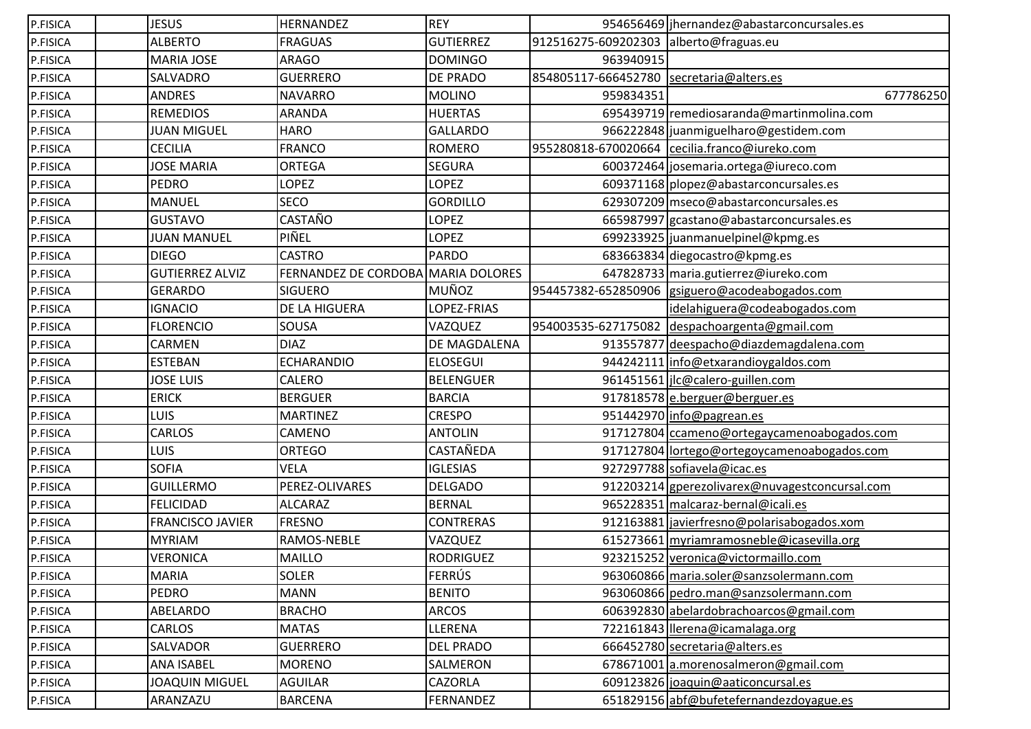| | | | | | | |
|---|---|---|---|---|---|---|
| P.FISICA | | JESUS | HERNANDEZ | REY | 954656469 | jhernandez@abastarconcursales.es |
| P.FISICA | | ALBERTO | FRAGUAS | GUTIERREZ | 912516275-609202303 | alberto@fraguas.eu |
| P.FISICA | | MARIA JOSE | ARAGO | DOMINGO | 963940915 | |
| P.FISICA | | SALVADRO | GUERRERO | DE PRADO | 854805117-666452780 | secretaria@alters.es |
| P.FISICA | | ANDRES | NAVARRO | MOLINO | 959834351 | 677786250 |
| P.FISICA | | REMEDIOS | ARANDA | HUERTAS | 695439719 | remediosaranda@martinmolina.com |
| P.FISICA | | JUAN MIGUEL | HARO | GALLARDO | 966222848 | juanmiguelharo@gestidem.com |
| P.FISICA | | CECILIA | FRANCO | ROMERO | 955280818-670020664 | cecilia.franco@iureko.com |
| P.FISICA | | JOSE MARIA | ORTEGA | SEGURA | 600372464 | josemaria.ortega@iureco.com |
| P.FISICA | | PEDRO | LOPEZ | LOPEZ | 609371168 | plopez@abastarconcursales.es |
| P.FISICA | | MANUEL | SECO | GORDILLO | 629307209 | mseco@abastarconcursales.es |
| P.FISICA | | GUSTAVO | CASTAÑO | LOPEZ | 665987997 | gcastano@abastarconcursales.es |
| P.FISICA | | JUAN MANUEL | PIÑEL | LOPEZ | 699233925 | juanmanuelpinel@kpmg.es |
| P.FISICA | | DIEGO | CASTRO | PARDO | 683663834 | diegocastro@kpmg.es |
| P.FISICA | | GUTIERREZ ALVIZ | FERNANDEZ DE CORDOBA | MARIA DOLORES | 647828733 | maria.gutierrez@iureko.com |
| P.FISICA | | GERARDO | SIGUERO | MUÑOZ | 954457382-652850906 | gsiguero@acodeabogados.com |
| P.FISICA | | IGNACIO | DE LA HIGUERA | LOPEZ-FRIAS | | idelahiguera@codeabogados.com |
| P.FISICA | | FLORENCIO | SOUSA | VAZQUEZ | 954003535-627175082 | despachoargenta@gmail.com |
| P.FISICA | | CARMEN | DIAZ | DE MAGDALENA | 913557877 | deespacho@diazdemagdalena.com |
| P.FISICA | | ESTEBAN | ECHARANDIO | ELOSEGUI | 944242111 | info@etxarandioygaldos.com |
| P.FISICA | | JOSE LUIS | CALERO | BELENGUER | 961451561 | jlc@calero-guillen.com |
| P.FISICA | | ERICK | BERGUER | BARCIA | 917818578 | e.berguer@berguer.es |
| P.FISICA | | LUIS | MARTINEZ | CRESPO | 951442970 | info@pagrean.es |
| P.FISICA | | CARLOS | CAMENO | ANTOLIN | 917127804 | ccameno@ortegaycamenoabogados.com |
| P.FISICA | | LUIS | ORTEGO | CASTAÑEDA | 917127804 | lortego@ortegoycamenoabogados.com |
| P.FISICA | | SOFIA | VELA | IGLESIAS | 927297788 | sofiavela@icac.es |
| P.FISICA | | GUILLERMO | PEREZ-OLIVARES | DELGADO | 912203214 | gperezolivarex@nuvagestconcursal.com |
| P.FISICA | | FELICIDAD | ALCARAZ | BERNAL | 965228351 | malcaraz-bernal@icali.es |
| P.FISICA | | FRANCISCO JAVIER | FRESNO | CONTRERAS | 912163881 | javierfresno@polarisabogados.xom |
| P.FISICA | | MYRIAM | RAMOS-NEBLE | VAZQUEZ | 615273661 | myriamramosneble@icasevilla.org |
| P.FISICA | | VERONICA | MAILLO | RODRIGUEZ | 923215252 | veronica@victormaillo.com |
| P.FISICA | | MARIA | SOLER | FERRÚS | 963060866 | maria.soler@sanzsolermann.com |
| P.FISICA | | PEDRO | MANN | BENITO | 963060866 | pedro.man@sanzsolermann.com |
| P.FISICA | | ABELARDO | BRACHO | ARCOS | 606392830 | abelardobrachoarcos@gmail.com |
| P.FISICA | | CARLOS | MATAS | LLERENA | 722161843 | llerena@icamalaga.org |
| P.FISICA | | SALVADOR | GUERRERO | DEL PRADO | 666452780 | secretaria@alters.es |
| P.FISICA | | ANA ISABEL | MORENO | SALMERON | 678671001 | a.morenosalmeron@gmail.com |
| P.FISICA | | JOAQUIN MIGUEL | AGUILAR | CAZORLA | 609123826 | joaquin@aaticoncursal.es |
| P.FISICA | | ARANZAZU | BARCENA | FERNANDEZ | 651829156 | abf@bufetefernandezdoyague.es |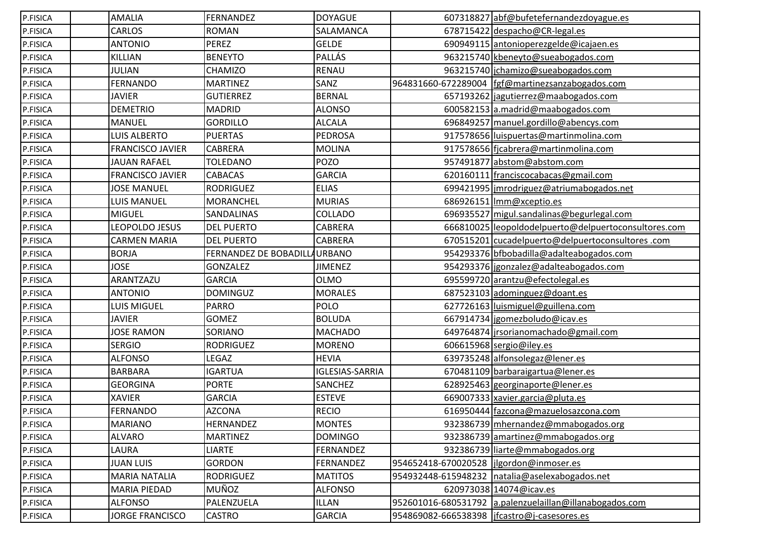| | | | | | | |
|---|---|---|---|---|---|---|
| P.FISICA | | AMALIA | FERNANDEZ | DOYAGUE | 607318827 | abf@bufetefernandezdoyague.es |
| P.FISICA | | CARLOS | ROMAN | SALAMANCA | 678715422 | despacho@CR-legal.es |
| P.FISICA | | ANTONIO | PEREZ | GELDE | 690949115 | antonioperezgelde@icajaen.es |
| P.FISICA | | KILLIAN | BENEYTO | PALLÁS | 963215740 | kbeneyto@sueabogados.com |
| P.FISICA | | JULIAN | CHAMIZO | RENAU | 963215740 | jchamizo@sueabogados.com |
| P.FISICA | | FERNANDO | MARTINEZ | SANZ | 964831660-672289004 | fgf@martinezsanzabogados.com |
| P.FISICA | | JAVIER | GUTIERREZ | BERNAL | 657193262 | jagutierrez@maabogados.com |
| P.FISICA | | DEMETRIO | MADRID | ALONSO | 600582153 | a.madrid@maabogados.com |
| P.FISICA | | MANUEL | GORDILLO | ALCALA | 696849257 | manuel.gordillo@abencys.com |
| P.FISICA | | LUIS ALBERTO | PUERTAS | PEDROSA | 917578656 | luispuertas@martinmolina.com |
| P.FISICA | | FRANCISCO JAVIER | CABRERA | MOLINA | 917578656 | fjcabrera@martinmolina.com |
| P.FISICA | | JAUAN RAFAEL | TOLEDANO | POZO | 957491877 | abstom@abstom.com |
| P.FISICA | | FRANCISCO JAVIER | CABACAS | GARCIA | 620160111 | franciscocabacas@gmail.com |
| P.FISICA | | JOSE MANUEL | RODRIGUEZ | ELIAS | 699421995 | jmrodriguez@atriumabogados.net |
| P.FISICA | | LUIS MANUEL | MORANCHEL | MURIAS | 686926151 | lmm@xceptio.es |
| P.FISICA | | MIGUEL | SANDALINAS | COLLADO | 696935527 | migul.sandalinas@begurlegal.com |
| P.FISICA | | LEOPOLDO JESUS | DEL PUERTO | CABRERA | 666810025 | leopoldodelpuerto@delpuertoconsultores.com |
| P.FISICA | | CARMEN MARIA | DEL PUERTO | CABRERA | 670515201 | cucadelpuerto@delpuertoconsultores .com |
| P.FISICA | | BORJA | FERNANDEZ DE BOBADILLA | URBANO | 954293376 | bfbobadilla@adalteabogados.com |
| P.FISICA | | JOSE | GONZALEZ | JIMENEZ | 954293376 | jgonzalez@adalteabogados.com |
| P.FISICA | | ARANTZAZU | GARCIA | OLMO | 695599720 | arantzu@efectolegal.es |
| P.FISICA | | ANTONIO | DOMINGUZ | MORALES | 687523103 | adominguez@doant.es |
| P.FISICA | | LUIS MIGUEL | PARRO | POLO | 627726163 | luismiguel@guillena.com |
| P.FISICA | | JAVIER | GOMEZ | BOLUDA | 667914734 | jgomezboludo@icav.es |
| P.FISICA | | JOSE RAMON | SORIANO | MACHADO | 649764874 | jrsorianomachado@gmail.com |
| P.FISICA | | SERGIO | RODRIGUEZ | MORENO | 606615968 | sergio@iley.es |
| P.FISICA | | ALFONSO | LEGAZ | HEVIA | 639735248 | alfonsolegaz@lener.es |
| P.FISICA | | BARBARA | IGARTUA | IGLESIAS-SARRIA | 670481109 | barbaraigartua@lener.es |
| P.FISICA | | GEORGINA | PORTE | SANCHEZ | 628925463 | georginaporte@lener.es |
| P.FISICA | | XAVIER | GARCIA | ESTEVE | 669007333 | xavier.garcia@pluta.es |
| P.FISICA | | FERNANDO | AZCONA | RECIO | 616950444 | fazcona@mazuelosazcona.com |
| P.FISICA | | MARIANO | HERNANDEZ | MONTES | 932386739 | mhernandez@mmabogados.org |
| P.FISICA | | ALVARO | MARTINEZ | DOMINGO | 932386739 | amartinez@mmabogados.org |
| P.FISICA | | LAURA | LIARTE | FERNANDEZ | 932386739 | liarte@mmabogados.org |
| P.FISICA | | JUAN LUIS | GORDON | FERNANDEZ | 954652418-670020528 | jlgordon@inmoser.es |
| P.FISICA | | MARIA NATALIA | RODRIGUEZ | MATITOS | 954932448-615948232 | natalia@aselexabogados.net |
| P.FISICA | | MARIA PIEDAD | MUÑOZ | ALFONSO | 620973038 | 14074@icav.es |
| P.FISICA | | ALFONSO | PALENZUELA | ILLAN | 952601016-680531792 | a.palenzuelaillan@illanabogados.com |
| P.FISICA | | JORGE FRANCISCO | CASTRO | GARCIA | 954869082-666538398 | jfcastro@j-casesores.es |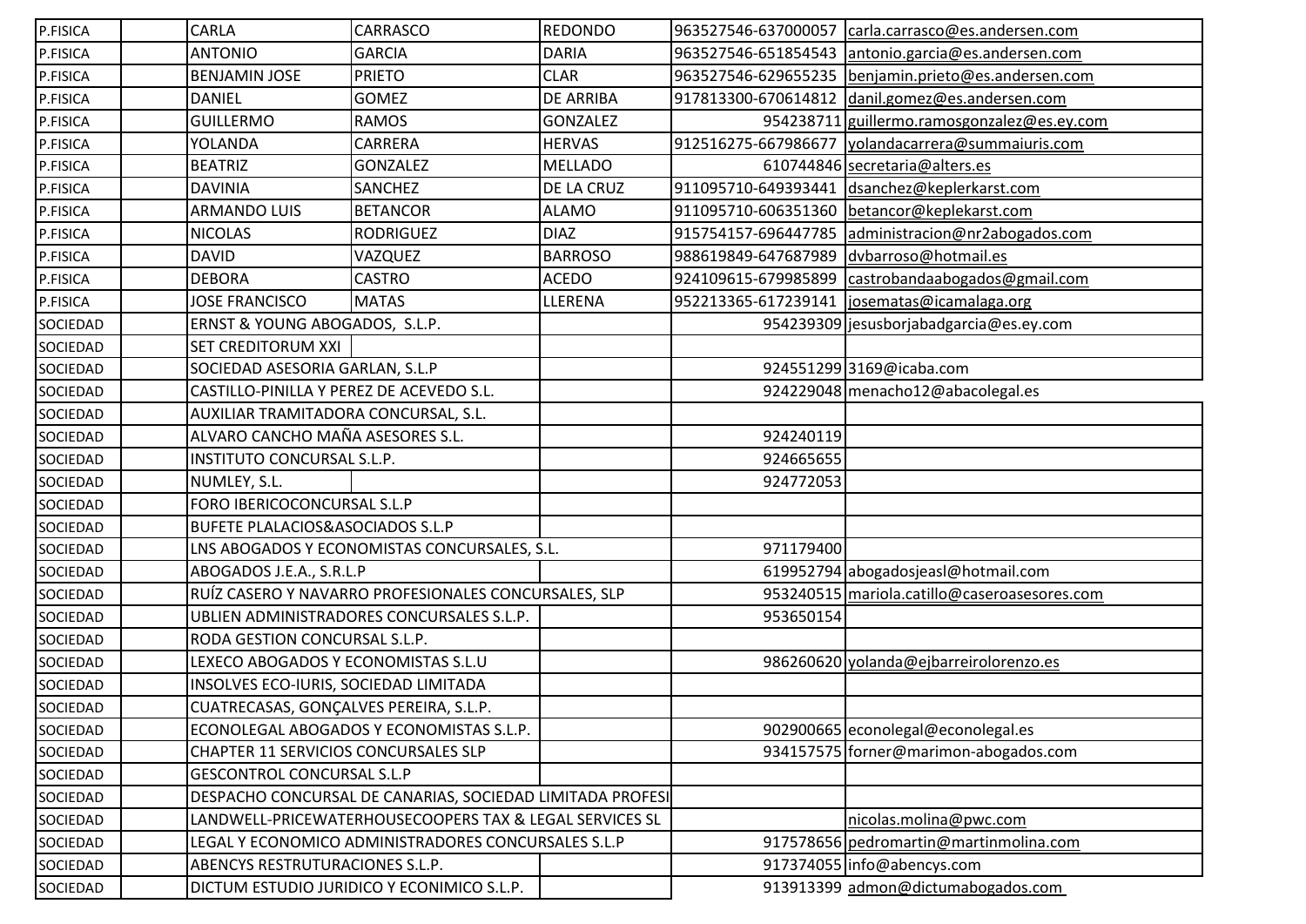| | | | | | | |
|---|---|---|---|---|---|---|
| P.FISICA | | CARLA | CARRASCO | REDONDO | 963527546-637000057 | carla.carrasco@es.andersen.com |
| P.FISICA | | ANTONIO | GARCIA | DARIA | 963527546-651854543 | antonio.garcia@es.andersen.com |
| P.FISICA | | BENJAMIN JOSE | PRIETO | CLAR | 963527546-629655235 | benjamin.prieto@es.andersen.com |
| P.FISICA | | DANIEL | GOMEZ | DE ARRIBA | 917813300-670614812 | danil.gomez@es.andersen.com |
| P.FISICA | | GUILLERMO | RAMOS | GONZALEZ | 954238711 | guillermo.ramosgonzalez@es.ey.com |
| P.FISICA | | YOLANDA | CARRERA | HERVAS | 912516275-667986677 | yolandacarrera@summaiuris.com |
| P.FISICA | | BEATRIZ | GONZALEZ | MELLADO | 610744846 | secretaria@alters.es |
| P.FISICA | | DAVINIA | SANCHEZ | DE LA CRUZ | 911095710-649393441 | dsanchez@keplerkarst.com |
| P.FISICA | | ARMANDO LUIS | BETANCOR | ALAMO | 911095710-606351360 | betancor@keplekarst.com |
| P.FISICA | | NICOLAS | RODRIGUEZ | DIAZ | 915754157-696447785 | administracion@nr2abogados.com |
| P.FISICA | | DAVID | VAZQUEZ | BARROSO | 988619849-647687989 | dvbarroso@hotmail.es |
| P.FISICA | | DEBORA | CASTRO | ACEDO | 924109615-679985899 | castrobandaabogados@gmail.com |
| P.FISICA | | JOSE FRANCISCO | MATAS | LLERENA | 952213365-617239141 | josematas@icamalaga.org |
| SOCIEDAD | | ERNST & YOUNG ABOGADOS, S.L.P. | | | 954239309 | jesusborjabadgarcia@es.ey.com |
| SOCIEDAD | | SET CREDITORUM XXI | | | | |
| SOCIEDAD | | SOCIEDAD ASESORIA GARLAN, S.L.P | | | 924551299 | 3169@icaba.com |
| SOCIEDAD | | CASTILLO-PINILLA Y PEREZ DE ACEVEDO S.L. | | | 924229048 | menacho12@abacolegal.es |
| SOCIEDAD | | AUXILIAR TRAMITADORA CONCURSAL, S.L. | | | | |
| SOCIEDAD | | ALVARO CANCHO MAÑA ASESORES S.L. | | | 924240119 | |
| SOCIEDAD | | INSTITUTO CONCURSAL S.L.P. | | | 924665655 | |
| SOCIEDAD | | NUMLEY, S.L. | | | 924772053 | |
| SOCIEDAD | | FORO IBERICOCONCURSAL S.L.P | | | | |
| SOCIEDAD | | BUFETE PLALACIOS&ASOCIADOS S.L.P | | | | |
| SOCIEDAD | | LNS ABOGADOS Y ECONOMISTAS CONCURSALES, S.L. | | | 971179400 | |
| SOCIEDAD | | ABOGADOS J.E.A., S.R.L.P | | | 619952794 | abogadosjeasl@hotmail.com |
| SOCIEDAD | | RUÍZ CASERO Y NAVARRO PROFESIONALES CONCURSALES, SLP | | | 953240515 | mariola.catillo@caseroasesores.com |
| SOCIEDAD | | UBLIEN ADMINISTRADORES CONCURSALES S.L.P. | | | 953650154 | |
| SOCIEDAD | | RODA GESTION CONCURSAL S.L.P. | | | | |
| SOCIEDAD | | LEXECO ABOGADOS Y ECONOMISTAS S.L.U | | | 986260620 | yolanda@ejbarreirolorenzo.es |
| SOCIEDAD | | INSOLVES ECO-IURIS, SOCIEDAD LIMITADA | | | | |
| SOCIEDAD | | CUATRECASAS, GONÇALVES PEREIRA, S.L.P. | | | | |
| SOCIEDAD | | ECONOLEGAL ABOGADOS Y ECONOMISTAS S.L.P. | | | 902900665 | econolegal@econolegal.es |
| SOCIEDAD | | CHAPTER 11 SERVICIOS CONCURSALES SLP | | | 934157575 | forner@marimon-abogados.com |
| SOCIEDAD | | GESCONTROL CONCURSAL S.L.P | | | | |
| SOCIEDAD | | DESPACHO CONCURSAL DE CANARIAS, SOCIEDAD LIMITADA PROFESI | | | | |
| SOCIEDAD | | LANDWELL-PRICEWATERHOUSECOOPERS TAX & LEGAL SERVICES SL | | | | nicolas.molina@pwc.com |
| SOCIEDAD | | LEGAL Y ECONOMICO ADMINISTRADORES CONCURSALES S.L.P | | | 917578656 | pedromartin@martinmolina.com |
| SOCIEDAD | | ABENCYS RESTRUTURACIONES S.L.P. | | | 917374055 | info@abencys.com |
| SOCIEDAD | | DICTUM ESTUDIO JURIDICO Y ECINIMICO S.L.P. | | | 913913399 | admon@dictumabogados.com |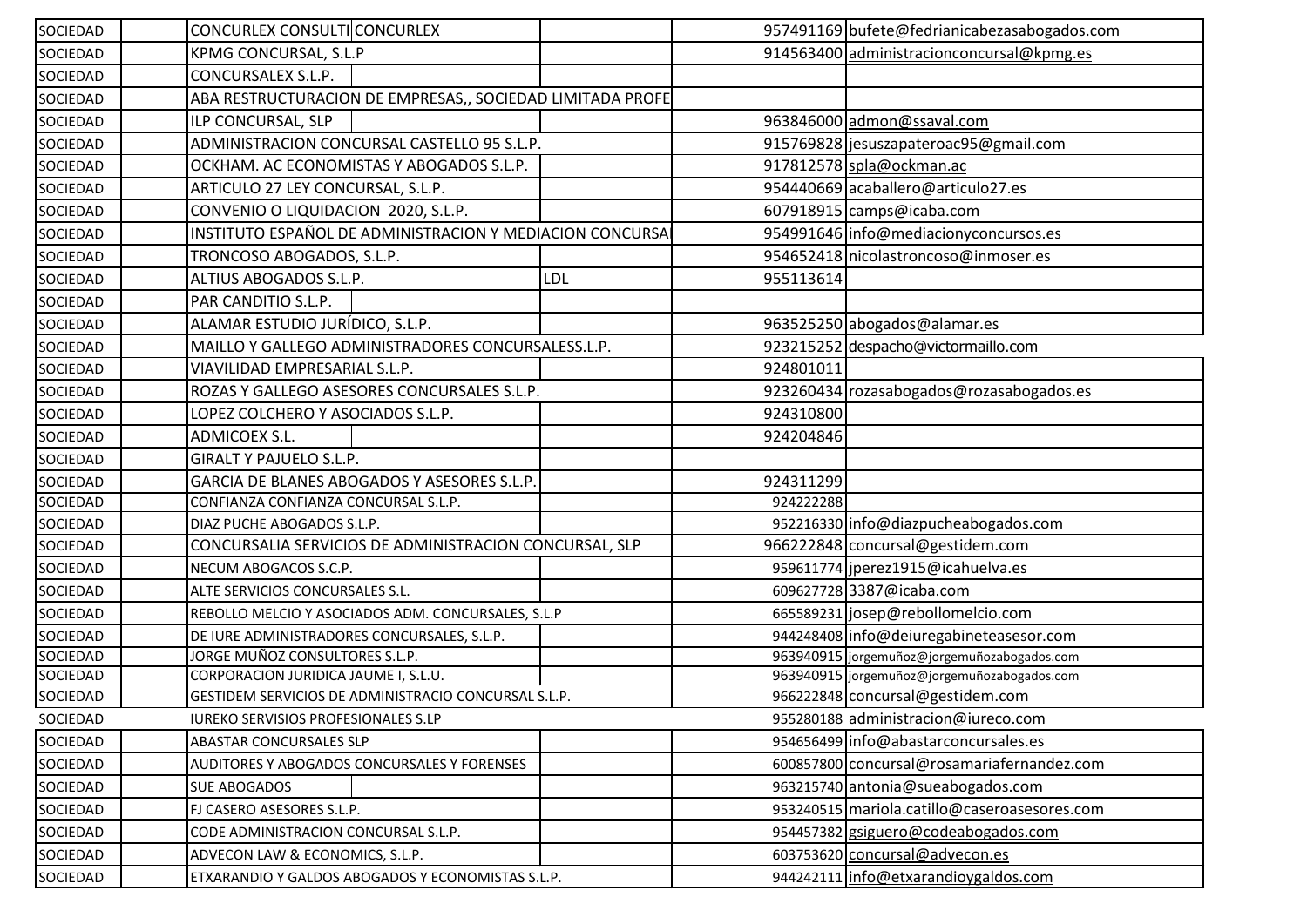| | | | | | | |
|---|---|---|---|---|---|---|
| SOCIEDAD | | CONCURLEX CONSULTI CONCURLEX | | | 957491169 | bufete@fedrianicabezasabogados.com |
| SOCIEDAD | | KPMG CONCURSAL, S.L.P | | | 914563400 | administracionconcursal@kpmg.es |
| SOCIEDAD | | CONCURSALEX S.L.P. | | | | |
| SOCIEDAD | | ABA RESTRUCTURACION DE EMPRESAS,, SOCIEDAD LIMITADA PROFE | | | | |
| SOCIEDAD | | ILP CONCURSAL, SLP | | | 963846000 | admon@ssaval.com |
| SOCIEDAD | | ADMINISTRACION CONCURSAL CASTELLO 95 S.L.P. | | | 915769828 | jesuszapateroac95@gmail.com |
| SOCIEDAD | | OCKHAM. AC ECONOMISTAS Y ABOGADOS S.L.P. | | | 917812578 | spla@ockman.ac |
| SOCIEDAD | | ARTICULO 27 LEY CONCURSAL, S.L.P. | | | 954440669 | acaballero@articulo27.es |
| SOCIEDAD | | CONVENIO O LIQUIDACION 2020, S.L.P. | | | 607918915 | camps@icaba.com |
| SOCIEDAD | | INSTITUTO ESPAÑOL DE ADMINISTRACION Y MEDIACION CONCURSA | | | 954991646 | info@mediacionyconcursos.es |
| SOCIEDAD | | TRONCOSO ABOGADOS, S.L.P. | | | 954652418 | nicolastroncoso@inmoser.es |
| SOCIEDAD | | ALTIUS ABOGADOS S.L.P. | | LDL | 955113614 | |
| SOCIEDAD | | PAR CANDITIO S.L.P. | | | | |
| SOCIEDAD | | ALAMAR ESTUDIO JURÍDICO, S.L.P. | | | 963525250 | abogados@alamar.es |
| SOCIEDAD | | MAILLO Y GALLEGO ADMINISTRADORES CONCURSALESS.L.P. | | | 923215252 | despacho@victormaillo.com |
| SOCIEDAD | | VIAVILIDAD EMPRESARIAL S.L.P. | | | 924801011 | |
| SOCIEDAD | | ROZAS Y GALLEGO ASESORES CONCURSALES S.L.P. | | | 923260434 | rozasabogados@rozasabogados.es |
| SOCIEDAD | | LOPEZ COLCHERO Y ASOCIADOS S.L.P. | | | 924310800 | |
| SOCIEDAD | | ADMICOEX S.L. | | | 924204846 | |
| SOCIEDAD | | GIRALT Y PAJUELO S.L.P. | | | | |
| SOCIEDAD | | GARCIA DE BLANES ABOGADOS Y ASESORES S.L.P. | | | 924311299 | |
| SOCIEDAD | | CONFIANZA CONFIANZA CONCURSAL S.L.P. | | | 924222288 | |
| SOCIEDAD | | DIAZ PUCHE ABOGADOS S.L.P. | | | 952216330 | info@diazpucheabogados.com |
| SOCIEDAD | | CONCURSALIA SERVICIOS DE ADMINISTRACION CONCURSAL, SLP | | | 966222848 | concursal@gestidem.com |
| SOCIEDAD | | NECUM ABOGACOS S.C.P. | | | 959611774 | jperez1915@icahuelva.es |
| SOCIEDAD | | ALTE SERVICIOS CONCURSALES S.L. | | | 609627728 | 3387@icaba.com |
| SOCIEDAD | | REBOLLO MELCIO Y ASOCIADOS ADM. CONCURSALES, S.L.P | | | 665589231 | josep@rebollomelcio.com |
| SOCIEDAD | | DE IURE ADMINISTRADORES CONCURSALES, S.L.P. | | | 944248408 | info@deiuregabineteasesor.com |
| SOCIEDAD | | JORGE MUÑOZ CONSULTORES S.L.P. | | | 963940915 | jorgemuñoz@jorgemuñozabogados.com |
| SOCIEDAD | | CORPORACION JURIDICA JAUME I, S.L.U. | | | 963940915 | jorgemuñoz@jorgemuñozabogados.com |
| SOCIEDAD | | GESTIDEM SERVICIOS DE ADMINISTRACIO CONCURSAL S.L.P. | | | 966222848 | concursal@gestidem.com |
| SOCIEDAD | | IUREKO SERVISIOS PROFESIONALES S.LP | | | 955280188 | administracion@iureco.com |
| SOCIEDAD | | ABASTAR CONCURSALES SLP | | | 954656499 | info@abastarconcursales.es |
| SOCIEDAD | | AUDITORES Y ABOGADOS CONCURSALES Y FORENSES | | | 600857800 | concursal@rosamariafernandez.com |
| SOCIEDAD | | SUE ABOGADOS | | | 963215740 | antonia@sueabogados.com |
| SOCIEDAD | | FJ CASERO ASESORES S.L.P. | | | 953240515 | mariola.catillo@caseroasesores.com |
| SOCIEDAD | | CODE ADMINISTRACION CONCURSAL S.L.P. | | | 954457382 | gsiguero@codeabogados.com |
| SOCIEDAD | | ADVECON LAW & ECONOMICS, S.L.P. | | | 603753620 | concursal@advecon.es |
| SOCIEDAD | | ETXARANDIO Y GALDOS ABOGADOS Y ECONOMISTAS S.L.P. | | | 944242111 | info@etxarandioygaldos.com |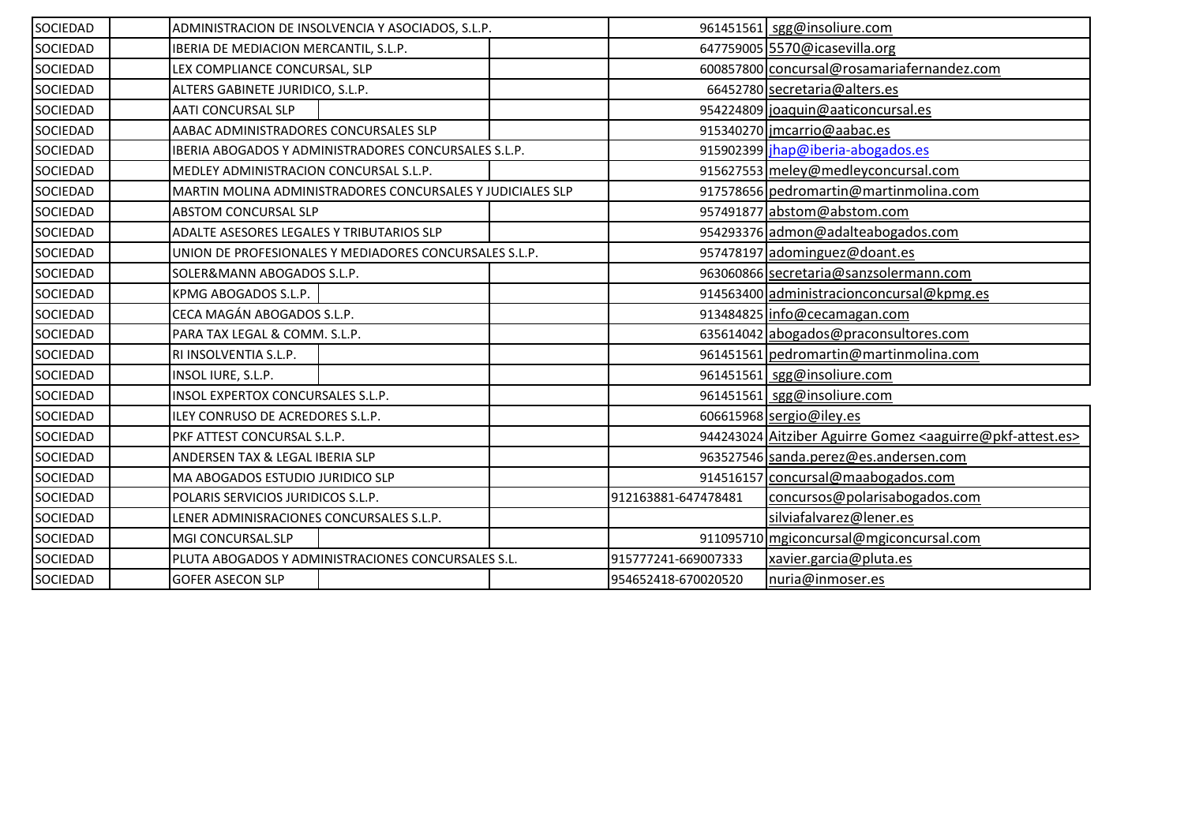| SOCIEDAD | | ADMINISTRACION DE INSOLVENCIA Y ASOCIADOS, S.L.P. | | | 961451561 | sgg@insoliure.com |
|---|---|---|---|---|---|---|
| SOCIEDAD | | IBERIA DE MEDIACION MERCANTIL, S.L.P. | | | 647759005 | 5570@icasevilla.org |
| SOCIEDAD | | LEX COMPLIANCE CONCURSAL, SLP | | | 600857800 | concursal@rosamariafernandez.com |
| SOCIEDAD | | ALTERS GABINETE JURIDICO, S.L.P. | | | 66452780 | secretaria@alters.es |
| SOCIEDAD | | AATI CONCURSAL SLP | | | 954224809 | joaquin@aaticoncursal.es |
| SOCIEDAD | | AABAC ADMINISTRADORES CONCURSALES SLP | | | 915340270 | jmcarrio@aabac.es |
| SOCIEDAD | | IBERIA ABOGADOS Y ADMINISTRADORES CONCURSALES S.L.P. | | | 915902399 | jhap@iberia-abogados.es |
| SOCIEDAD | | MEDLEY ADMINISTRACION CONCURSAL S.L.P. | | | 915627553 | meley@medleyconcursal.com |
| SOCIEDAD | | MARTIN MOLINA ADMINISTRADORES CONCURSALES Y JUDICIALES SLP | | | 917578656 | pedromartin@martinmolina.com |
| SOCIEDAD | | ABSTOM CONCURSAL SLP | | | 957491877 | abstom@abstom.com |
| SOCIEDAD | | ADALTE ASESORES LEGALES Y TRIBUTARIOS SLP | | | 954293376 | admon@adalteabogados.com |
| SOCIEDAD | | UNION DE PROFESIONALES Y MEDIADORES CONCURSALES S.L.P. | | | 957478197 | adominguez@doant.es |
| SOCIEDAD | | SOLER&MANN ABOGADOS S.L.P. | | | 963060866 | secretaria@sanzsolermann.com |
| SOCIEDAD | | KPMG ABOGADOS S.L.P. | | | 914563400 | administracionconcursal@kpmg.es |
| SOCIEDAD | | CECA MAGÁN ABOGADOS S.L.P. | | | 913484825 | info@cecamagan.com |
| SOCIEDAD | | PARA TAX LEGAL & COMM. S.L.P. | | | 635614042 | abogados@praconsultores.com |
| SOCIEDAD | | RI INSOLVENTIA S.L.P. | | | 961451561 | pedromartin@martinmolina.com |
| SOCIEDAD | | INSOL IURE, S.L.P. | | | 961451561 | sgg@insoliure.com |
| SOCIEDAD | | INSOL EXPERTOX CONCURSALES S.L.P. | | | 961451561 | sgg@insoliure.com |
| SOCIEDAD | | ILEY CONRUSO DE ACREDORES S.L.P. | | | 606615968 | sergio@iley.es |
| SOCIEDAD | | PKF ATTEST CONCURSAL S.L.P. | | | 944243024 | Aitziber Aguirre Gomez <aaguirre@pkf-attest.es> |
| SOCIEDAD | | ANDERSEN TAX & LEGAL IBERIA SLP | | | 963527546 | sanda.perez@es.andersen.com |
| SOCIEDAD | | MA ABOGADOS ESTUDIO JURIDICO SLP | | | 914516157 | concursal@maabogados.com |
| SOCIEDAD | | POLARIS SERVICIOS JURIDICOS S.L.P. | | | 912163881-647478481 | concursos@polarisabogados.com |
| SOCIEDAD | | LENER ADMINISRACIONES CONCURSALES S.L.P. | | | | silviafalvarez@lener.es |
| SOCIEDAD | | MGI CONCURSAL.SLP | | | 911095710 | mgiconcursal@mgiconcursal.com |
| SOCIEDAD | | PLUTA ABOGADOS Y ADMINISTRACIONES CONCURSALES S.L. | | | 915777241-669007333 | xavier.garcia@pluta.es |
| SOCIEDAD | | GOFER ASECON SLP | | | 954652418-670020520 | nuria@inmoser.es |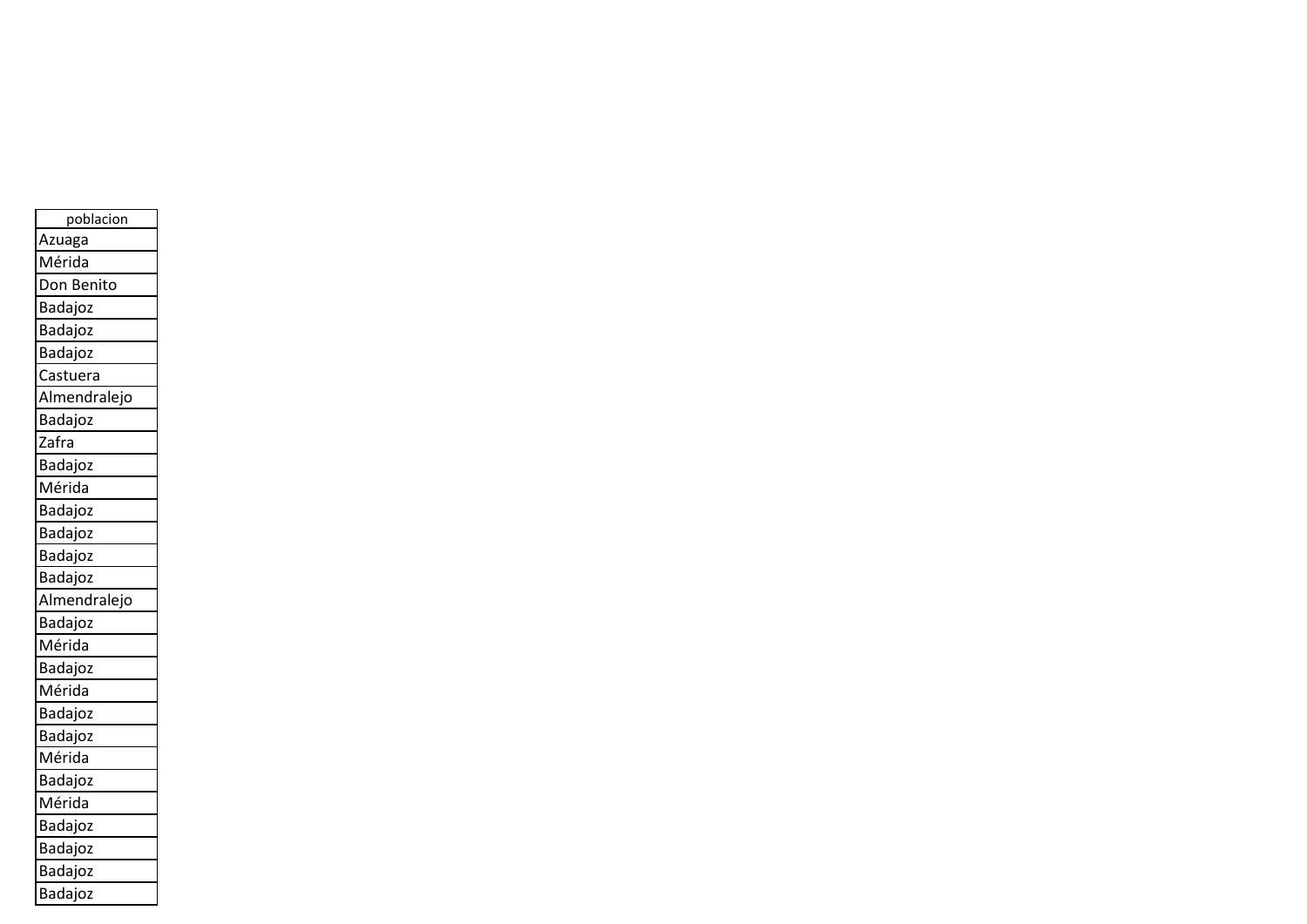| poblacion |
|---|
| Azuaga |
| Mérida |
| Don Benito |
| Badajoz |
| Badajoz |
| Badajoz |
| Castuera |
| Almendralejo |
| Badajoz |
| Zafra |
| Badajoz |
| Mérida |
| Badajoz |
| Badajoz |
| Badajoz |
| Badajoz |
| Almendralejo |
| Badajoz |
| Mérida |
| Badajoz |
| Mérida |
| Badajoz |
| Badajoz |
| Mérida |
| Badajoz |
| Mérida |
| Badajoz |
| Badajoz |
| Badajoz |
| Badajoz |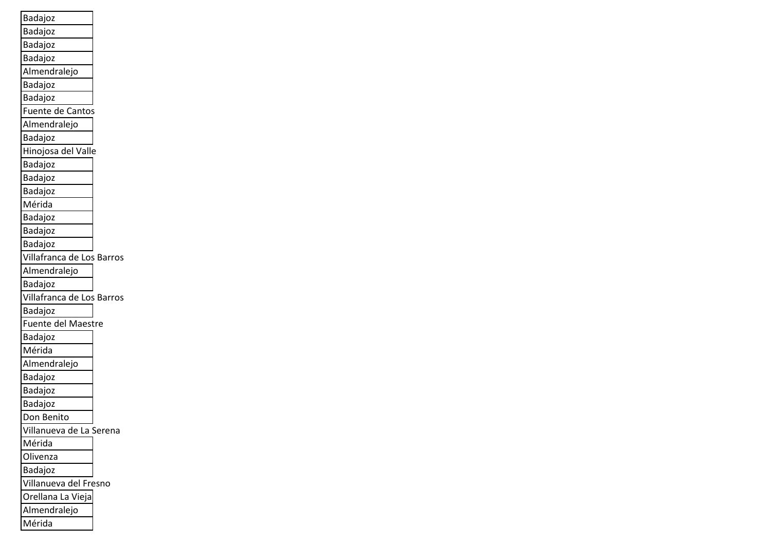| Badajoz |
| --- |
| Badajoz |
| Badajoz |
| Badajoz |
| Almendralejo |
| Badajoz |
| Badajoz |
| Fuente de Cantos |
| Almendralejo |
| Badajoz |
| Hinojosa del Valle |
| Badajoz |
| Badajoz |
| Badajoz |
| Mérida |
| Badajoz |
| Badajoz |
| Badajoz |
| Villafranca de Los Barros |
| Almendralejo |
| Badajoz |
| Villafranca de Los Barros |
| Badajoz |
| Fuente del Maestre |
| Badajoz |
| Mérida |
| Almendralejo |
| Badajoz |
| Badajoz |
| Badajoz |
| Don Benito |
| Villanueva de La Serena |
| Mérida |
| Olivenza |
| Badajoz |
| Villanueva del Fresno |
| Orellana La Vieja |
| Almendralejo |
| Mérida |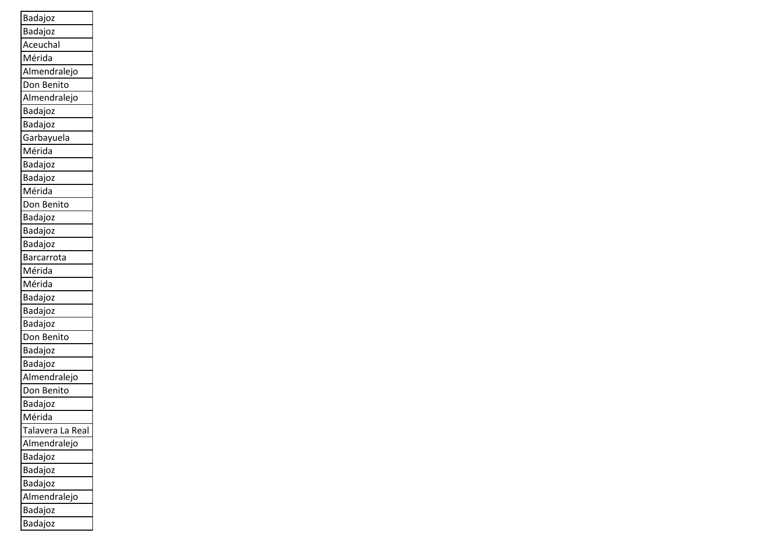| Badajoz |
| --- |
| Badajoz |
| Aceuchal |
| Mérida |
| Almendralejo |
| Don Benito |
| Almendralejo |
| Badajoz |
| Badajoz |
| Garbayuela |
| Mérida |
| Badajoz |
| Badajoz |
| Mérida |
| Don Benito |
| Badajoz |
| Badajoz |
| Badajoz |
| Barcarrota |
| Mérida |
| Mérida |
| Badajoz |
| Badajoz |
| Badajoz |
| Don Benito |
| Badajoz |
| Badajoz |
| Almendralejo |
| Don Benito |
| Badajoz |
| Mérida |
| Talavera La Real |
| Almendralejo |
| Badajoz |
| Badajoz |
| Badajoz |
| Almendralejo |
| Badajoz |
| Badajoz |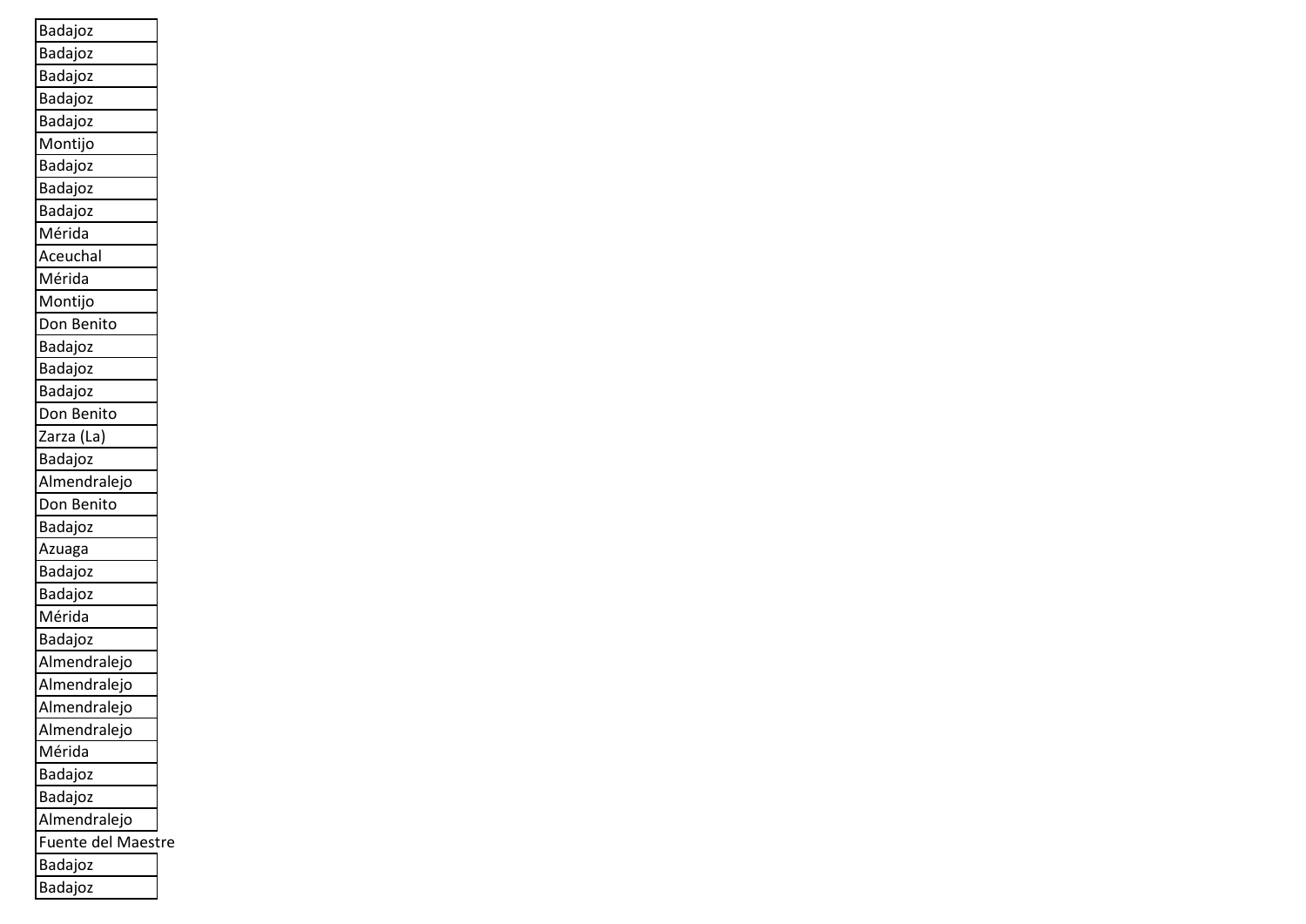| Badajoz |
|---|
| Badajoz |
| Badajoz |
| Badajoz |
| Badajoz |
| Montijo |
| Badajoz |
| Badajoz |
| Badajoz |
| Mérida |
| Aceuchal |
| Mérida |
| Montijo |
| Don Benito |
| Badajoz |
| Badajoz |
| Badajoz |
| Don Benito |
| Zarza (La) |
| Badajoz |
| Almendralejo |
| Don Benito |
| Badajoz |
| Azuaga |
| Badajoz |
| Badajoz |
| Mérida |
| Badajoz |
| Almendralejo |
| Almendralejo |
| Almendralejo |
| Almendralejo |
| Mérida |
| Badajoz |
| Badajoz |
| Almendralejo |
| Fuente del Maestre |
| Badajoz |
| Badajoz |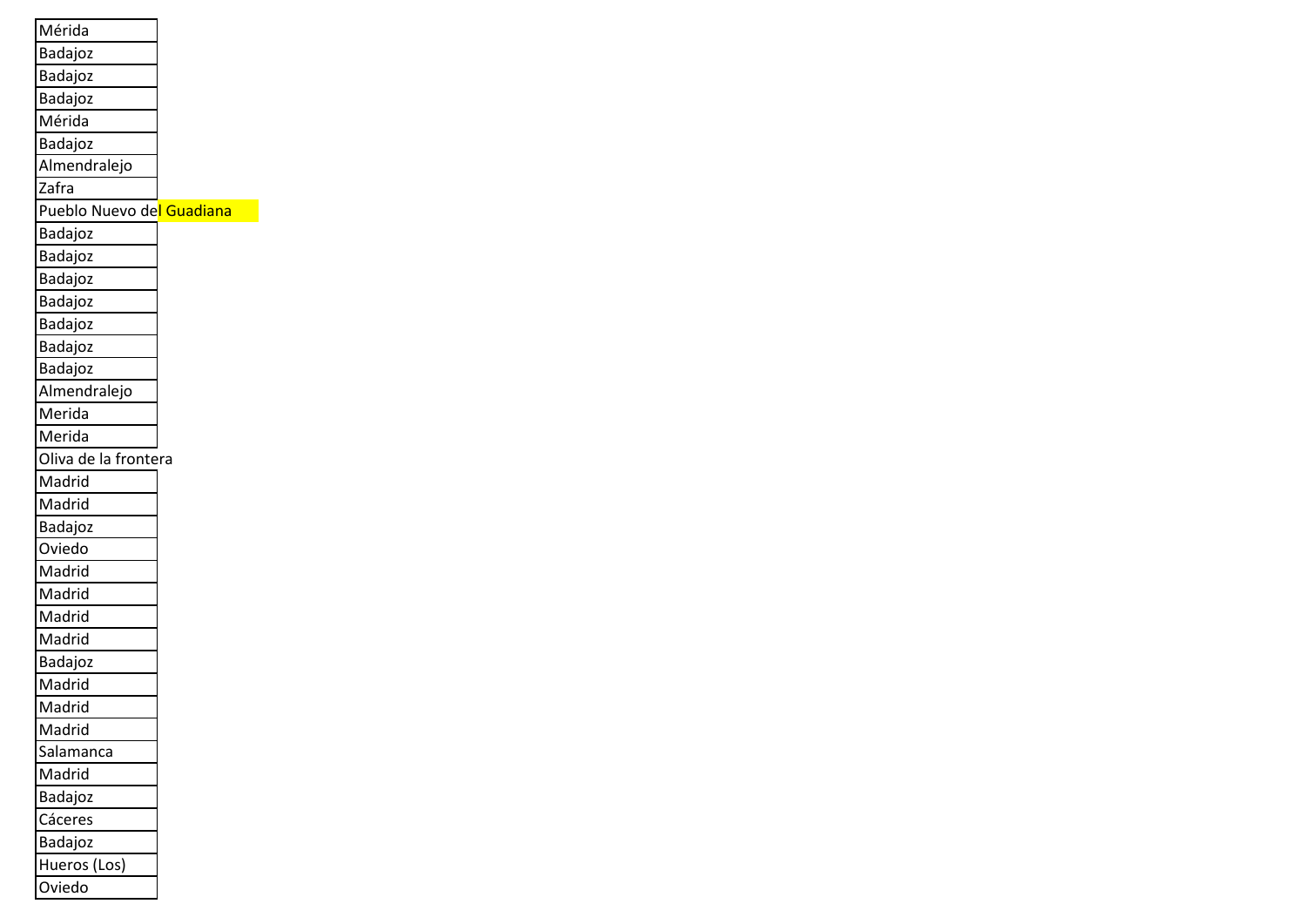| Mérida |
| --- |
| Badajoz |
| Badajoz |
| Badajoz |
| Mérida |
| Badajoz |
| Almendralejo |
| Zafra |
| Pueblo Nuevo del Guadiana |
| Badajoz |
| Badajoz |
| Badajoz |
| Badajoz |
| Badajoz |
| Badajoz |
| Badajoz |
| Almendralejo |
| Merida |
| Merida |
| Oliva de la frontera |
| Madrid |
| Madrid |
| Badajoz |
| Oviedo |
| Madrid |
| Madrid |
| Madrid |
| Madrid |
| Badajoz |
| Madrid |
| Madrid |
| Madrid |
| Salamanca |
| Madrid |
| Badajoz |
| Cáceres |
| Badajoz |
| Hueros (Los) |
| Oviedo |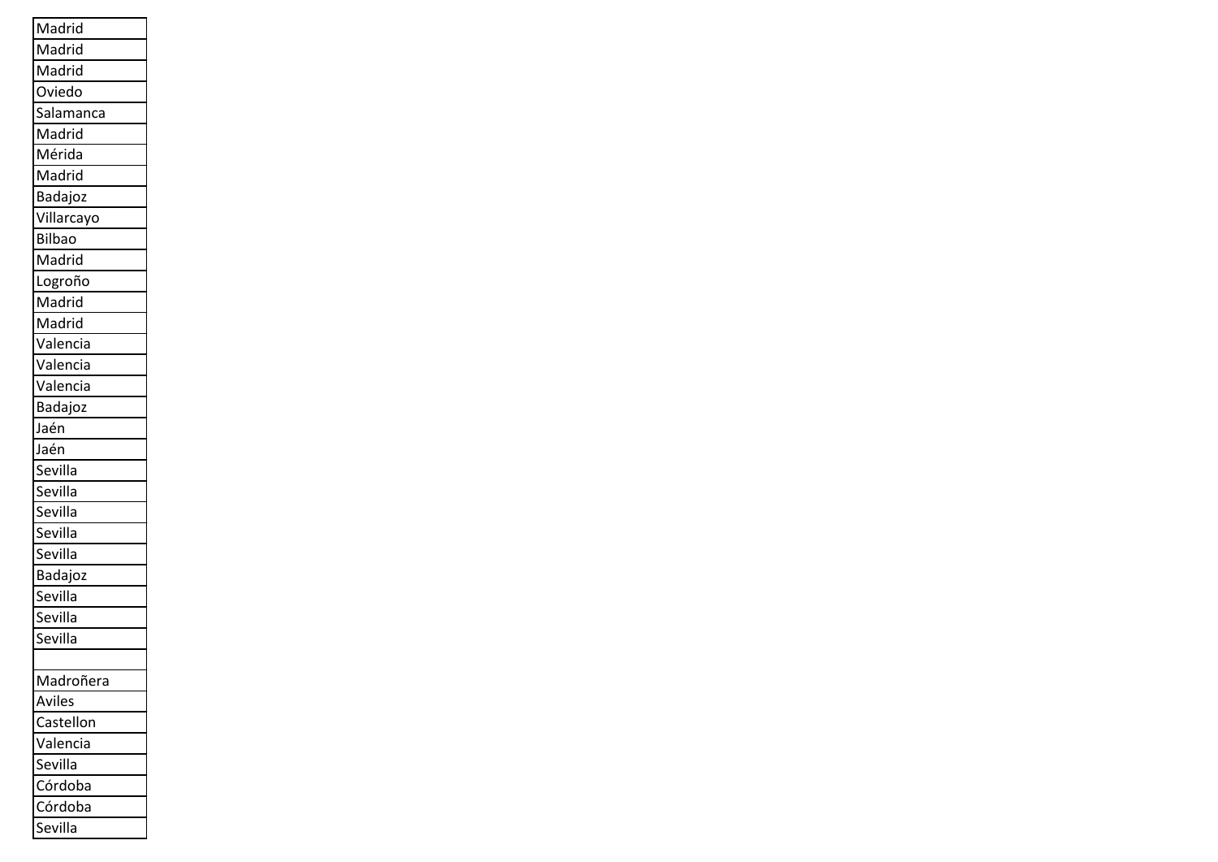| |
|---|
| Madrid |
| Madrid |
| Madrid |
| Oviedo |
| Salamanca |
| Madrid |
| Mérida |
| Madrid |
| Badajoz |
| Villarcayo |
| Bilbao |
| Madrid |
| Logroño |
| Madrid |
| Madrid |
| Valencia |
| Valencia |
| Valencia |
| Badajoz |
| Jaén |
| Jaén |
| Sevilla |
| Sevilla |
| Sevilla |
| Sevilla |
| Sevilla |
| Badajoz |
| Sevilla |
| Sevilla |
| Sevilla |
| |
| Madroñera |
| Aviles |
| Castellon |
| Valencia |
| Sevilla |
| Córdoba |
| Córdoba |
| Sevilla |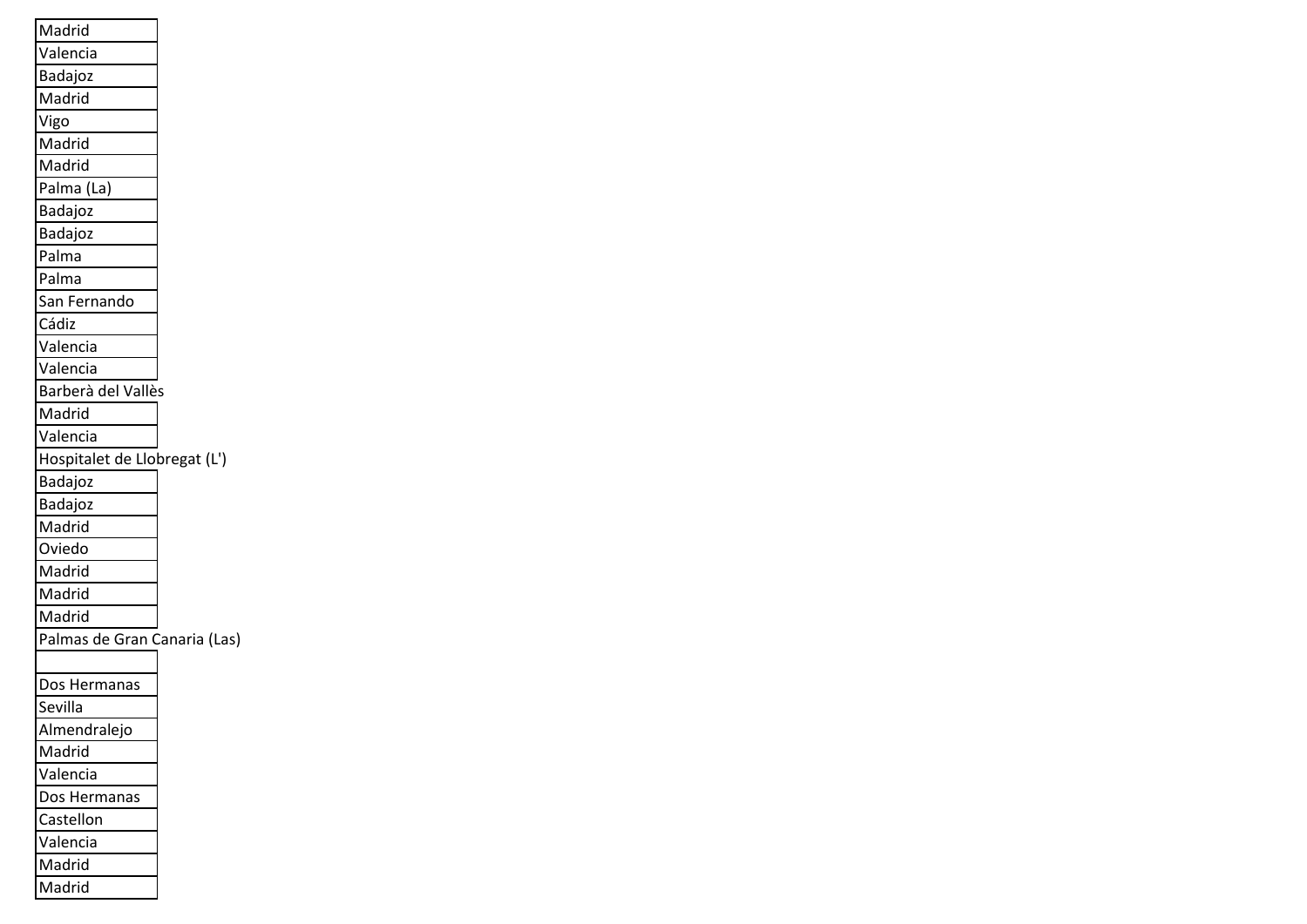| Madrid |
|---|
| Valencia |
| Badajoz |
| Madrid |
| Vigo |
| Madrid |
| Madrid |
| Palma (La) |
| Badajoz |
| Badajoz |
| Palma |
| Palma |
| San Fernando |
| Cádiz |
| Valencia |
| Valencia |
| Barberà del Vallès |
| Madrid |
| Valencia |
| Hospitalet de Llobregat (L') |
| Badajoz |
| Badajoz |
| Madrid |
| Oviedo |
| Madrid |
| Madrid |
| Madrid |
| Palmas de Gran Canaria (Las) |
| |
| Dos Hermanas |
| Sevilla |
| Almendralejo |
| Madrid |
| Valencia |
| Dos Hermanas |
| Castellon |
| Valencia |
| Madrid |
| Madrid |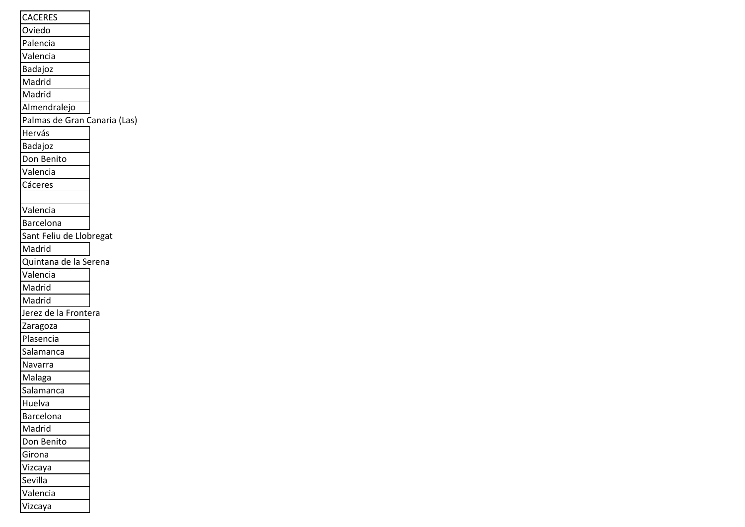| CACERES |
| --- |
| Oviedo |
| Palencia |
| Valencia |
| Badajoz |
| Madrid |
| Madrid |
| Almendralejo |
| Palmas de Gran Canaria (Las) |
| Hervás |
| Badajoz |
| Don Benito |
| Valencia |
| Cáceres |
| |
| Valencia |
| Barcelona |
| Sant Feliu de Llobregat |
| Madrid |
| Quintana de la Serena |
| Valencia |
| Madrid |
| Madrid |
| Jerez de la Frontera |
| Zaragoza |
| Plasencia |
| Salamanca |
| Navarra |
| Malaga |
| Salamanca |
| Huelva |
| Barcelona |
| Madrid |
| Don Benito |
| Girona |
| Vizcaya |
| Sevilla |
| Valencia |
| Vizcaya |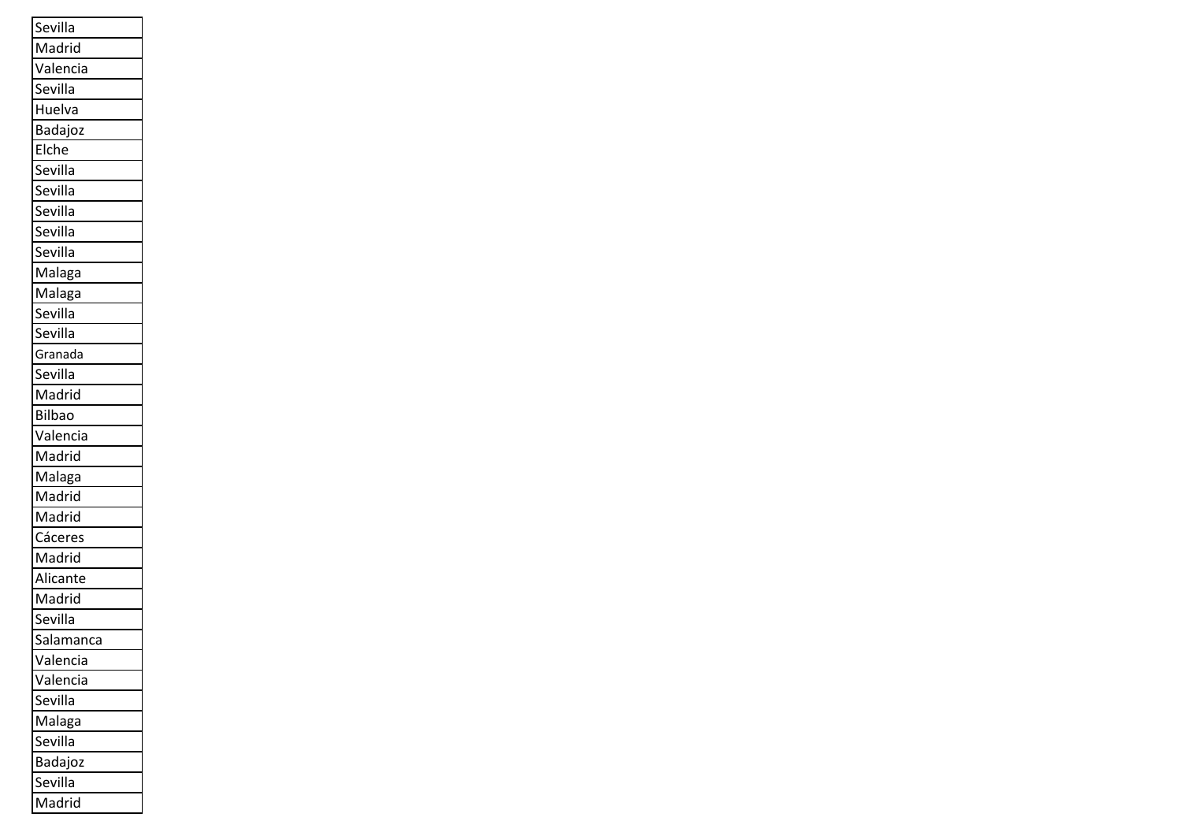| Sevilla |
|---|
| Madrid |
| Valencia |
| Sevilla |
| Huelva |
| Badajoz |
| Elche |
| Sevilla |
| Sevilla |
| Sevilla |
| Sevilla |
| Sevilla |
| Malaga |
| Malaga |
| Sevilla |
| Sevilla |
| Granada |
| Sevilla |
| Madrid |
| Bilbao |
| Valencia |
| Madrid |
| Malaga |
| Madrid |
| Madrid |
| Cáceres |
| Madrid |
| Alicante |
| Madrid |
| Sevilla |
| Salamanca |
| Valencia |
| Valencia |
| Sevilla |
| Malaga |
| Sevilla |
| Badajoz |
| Sevilla |
| Madrid |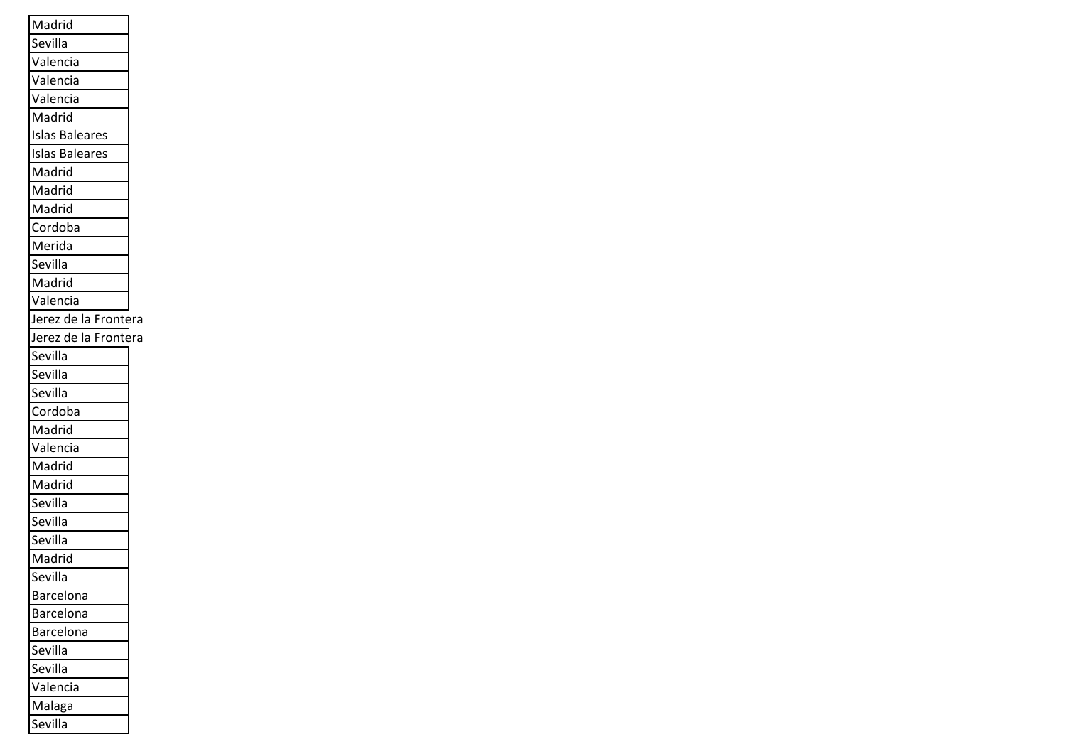| Madrid |
| --- |
| Sevilla |
| Valencia |
| Valencia |
| Valencia |
| Madrid |
| Islas Baleares |
| Islas Baleares |
| Madrid |
| Madrid |
| Madrid |
| Cordoba |
| Merida |
| Sevilla |
| Madrid |
| Valencia |
| Jerez de la Frontera |
| Jerez de la Frontera |
| Sevilla |
| Sevilla |
| Sevilla |
| Cordoba |
| Madrid |
| Valencia |
| Madrid |
| Madrid |
| Sevilla |
| Sevilla |
| Sevilla |
| Madrid |
| Sevilla |
| Barcelona |
| Barcelona |
| Barcelona |
| Sevilla |
| Sevilla |
| Valencia |
| Malaga |
| Sevilla |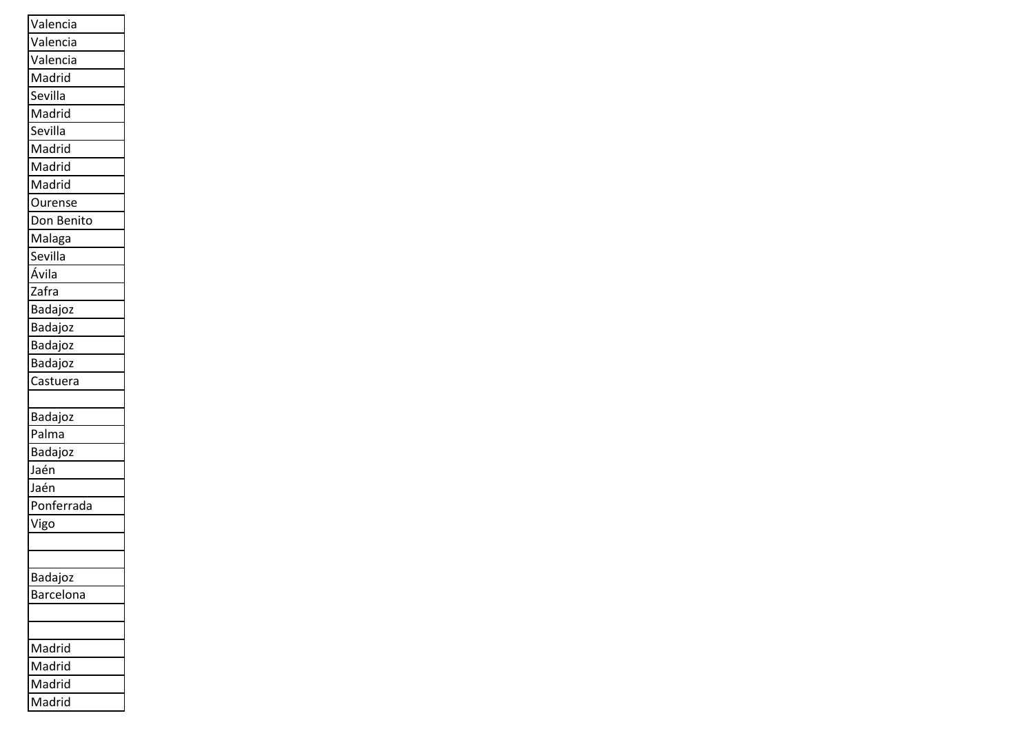| Valencia |
| --- |
| Valencia |
| Valencia |
| Madrid |
| Sevilla |
| Madrid |
| Sevilla |
| Madrid |
| Madrid |
| Madrid |
| Ourense |
| Don Benito |
| Malaga |
| Sevilla |
| Ávila |
| Zafra |
| Badajoz |
| Badajoz |
| Badajoz |
| Badajoz |
| Castuera |
| |
| Badajoz |
| Palma |
| Badajoz |
| Jaén |
| Jaén |
| Ponferrada |
| Vigo |
| |
| |
| Badajoz |
| Barcelona |
| |
| |
| Madrid |
| Madrid |
| Madrid |
| Madrid |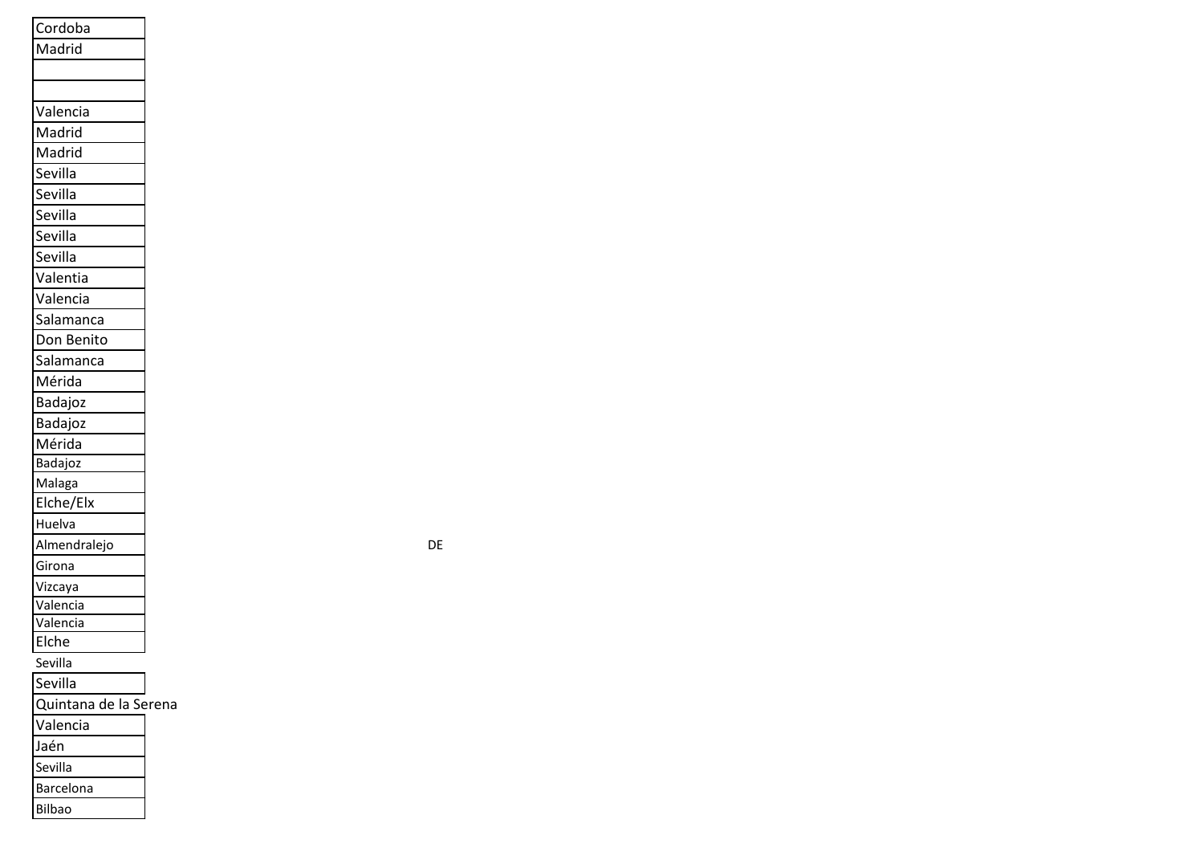| Cordoba | |
|---|---|
| Madrid | |
| | |
| | |
| Valencia | |
| Madrid | |
| Madrid | |
| Sevilla | |
| Sevilla | |
| Sevilla | |
| Sevilla | |
| Sevilla | |
| Valentia | |
| Valencia | |
| Salamanca | |
| Don Benito | |
| Salamanca | |
| Mérida | |
| Badajoz | |
| Badajoz | |
| Mérida | |
| Badajoz | |
| Malaga | |
| Elche/Elx | |
| Huelva | |
| Almendralejo | DE |
| Girona | |
| Vizcaya | |
| Valencia | |
| Valencia | |
| Elche | |
| Sevilla | |
| Sevilla | |
| Quintana de la Serena | |
| Valencia | |
| Jaén | |
| Sevilla | |
| Barcelona | |
| Bilbao | |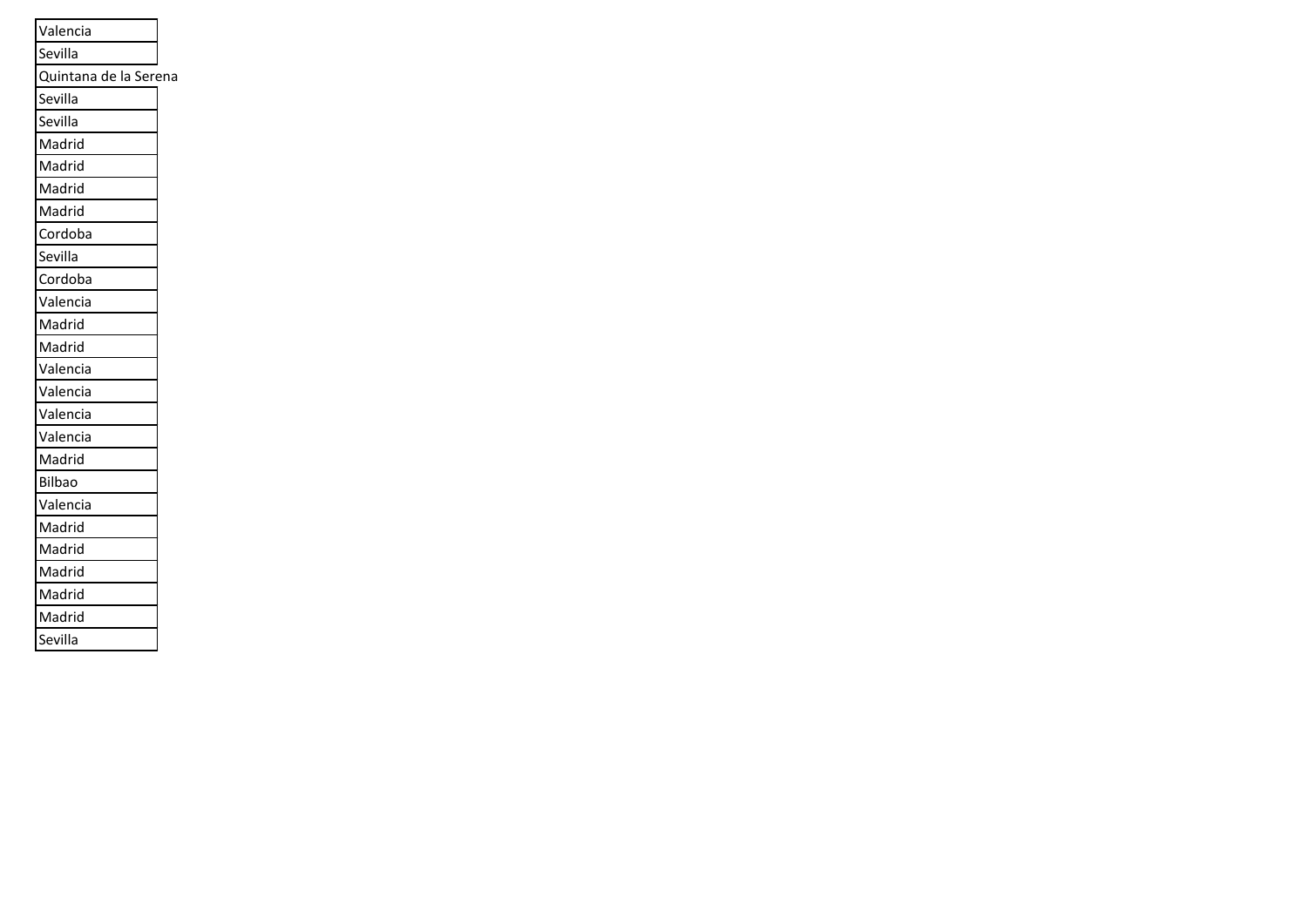| |
|---|
| Valencia |
| Sevilla |
| Quintana de la Serena |
| Sevilla |
| Sevilla |
| Madrid |
| Madrid |
| Madrid |
| Madrid |
| Cordoba |
| Sevilla |
| Cordoba |
| Valencia |
| Madrid |
| Madrid |
| Valencia |
| Valencia |
| Valencia |
| Valencia |
| Madrid |
| Bilbao |
| Valencia |
| Madrid |
| Madrid |
| Madrid |
| Madrid |
| Madrid |
| Sevilla |